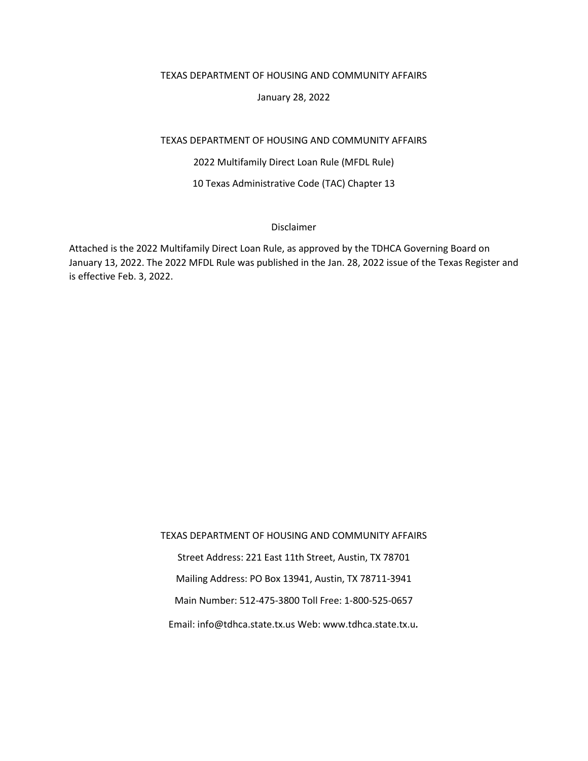TEXAS DEPARTMENT OF HOUSING AND COMMUNITY AFFAIRS

January 28, 2022

TEXAS DEPARTMENT OF HOUSING AND COMMUNITY AFFAIRS

2022 Multifamily Direct Loan Rule (MFDL Rule)

10 Texas Administrative Code (TAC) Chapter 13

Disclaimer

Attached is the 2022 Multifamily Direct Loan Rule, as approved by the TDHCA Governing Board on January 13, 2022. The 2022 MFDL Rule was published in the Jan. 28, 2022 issue of the Texas Register and is effective Feb. 3, 2022.

TEXAS DEPARTMENT OF HOUSING AND COMMUNITY AFFAIRS

Street Address: 221 East 11th Street, Austin, TX 78701

Mailing Address: PO Box 13941, Austin, TX 78711-3941

Main Number: 512-475-3800 Toll Free: 1-800-525-0657

Email: info@tdhca.state.tx.us Web: www.tdhca.state.tx.u.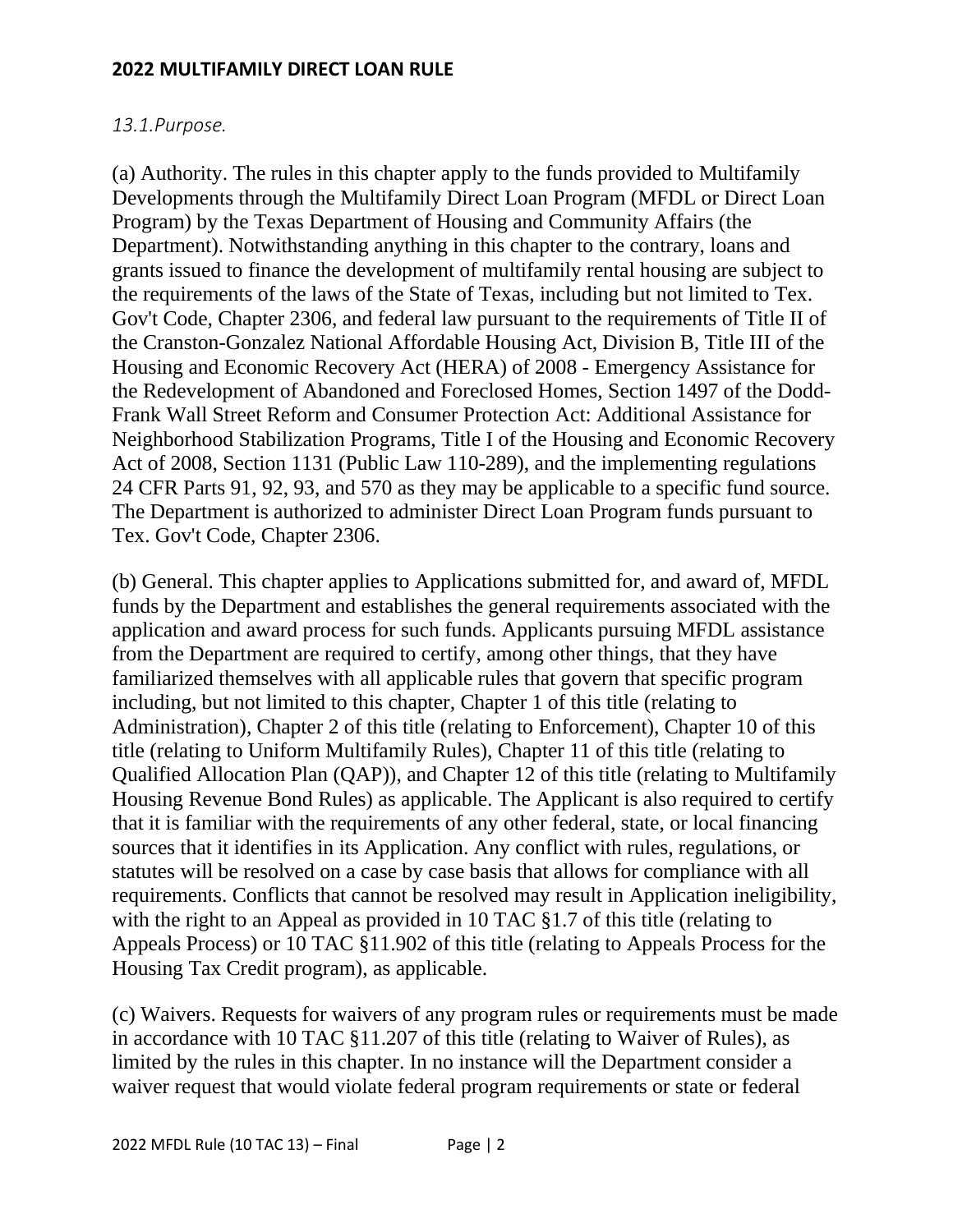## 2022 MULTIFAMILY DIRECT LOAN RULE

### *13.1.Purpose.*

(a) Authority. The rules in this chapter apply to the funds provided to Multifamily Developments through the Multifamily Direct Loan Program (MFDL or Direct Loan Program) by the Texas Department of Housing and Community Affairs (the Department). Notwithstanding anything in this chapter to the contrary, loans and grants issued to finance the development of multifamily rental housing are subject to the requirements of the laws of the State of Texas, including but not limited to Tex. Gov't Code, Chapter 2306, and federal law pursuant to the requirements of Title II of the Cranston-Gonzalez National Affordable Housing Act, Division B, Title III of the Housing and Economic Recovery Act (HERA) of 2008 - Emergency Assistance for the Redevelopment of Abandoned and Foreclosed Homes, Section 1497 of the Dodd-Frank Wall Street Reform and Consumer Protection Act: Additional Assistance for Neighborhood Stabilization Programs, Title I of the Housing and Economic Recovery Act of 2008, Section 1131 (Public Law 110-289), and the implementing regulations 24 CFR Parts 91, 92, 93, and 570 as they may be applicable to a specific fund source. The Department is authorized to administer Direct Loan Program funds pursuant to Tex. Gov't Code, Chapter 2306.

(b) General. This chapter applies to Applications submitted for, and award of, MFDL funds by the Department and establishes the general requirements associated with the application and award process for such funds. Applicants pursuing MFDL assistance from the Department are required to certify, among other things, that they have familiarized themselves with all applicable rules that govern that specific program including, but not limited to this chapter, Chapter 1 of this title (relating to Administration), Chapter 2 of this title (relating to Enforcement), Chapter 10 of this title (relating to Uniform Multifamily Rules), Chapter 11 of this title (relating to Qualified Allocation Plan (QAP)), and Chapter 12 of this title (relating to Multifamily Housing Revenue Bond Rules) as applicable. The Applicant is also required to certify that it is familiar with the requirements of any other federal, state, or local financing sources that it identifies in its Application. Any conflict with rules, regulations, or statutes will be resolved on a case by case basis that allows for compliance with all requirements. Conflicts that cannot be resolved may result in Application ineligibility, with the right to an Appeal as provided in 10 TAC §1.7 of this title (relating to Appeals Process) or 10 TAC §11.902 of this title (relating to Appeals Process for the Housing Tax Credit program), as applicable.

(c) Waivers. Requests for waivers of any program rules or requirements must be made in accordance with 10 TAC §11.207 of this title (relating to Waiver of Rules), as limited by the rules in this chapter. In no instance will the Department consider a waiver request that would violate federal program requirements or state or federal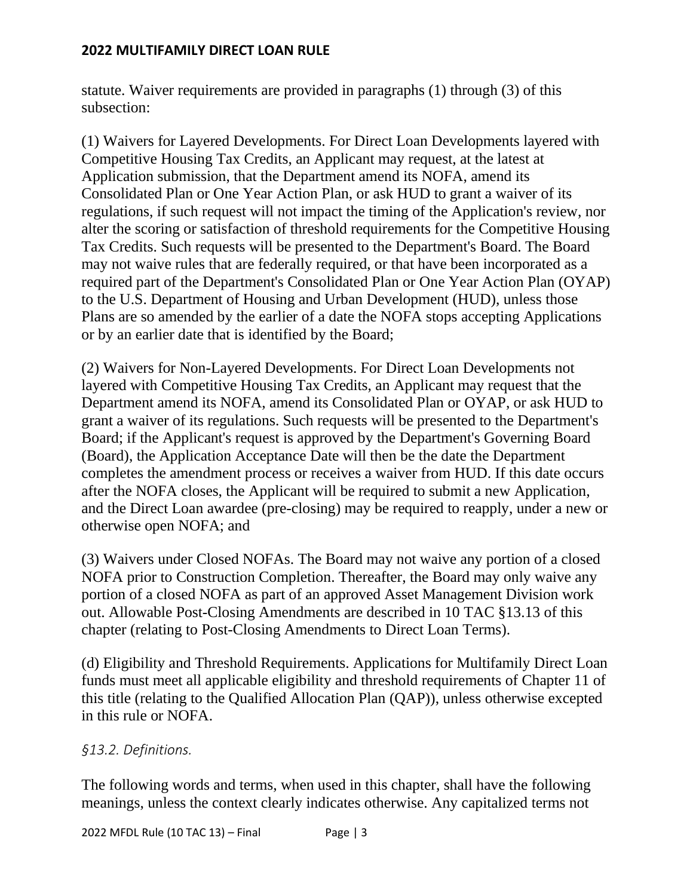statute. Waiver requirements are provided in paragraphs (1) through (3) of this subsection:

(1) Waivers for Layered Developments. For Direct Loan Developments layered with Competitive Housing Tax Credits, an Applicant may request, at the latest at Application submission, that the Department amend its NOFA, amend its Consolidated Plan or One Year Action Plan, or ask HUD to grant a waiver of its regulations, if such request will not impact the timing of the Application's review, nor alter the scoring or satisfaction of threshold requirements for the Competitive Housing Tax Credits. Such requests will be presented to the Department's Board. The Board may not waive rules that are federally required, or that have been incorporated as a required part of the Department's Consolidated Plan or One Year Action Plan (OYAP) to the U.S. Department of Housing and Urban Development (HUD), unless those Plans are so amended by the earlier of a date the NOFA stops accepting Applications or by an earlier date that is identified by the Board;

(2) Waivers for Non-Layered Developments. For Direct Loan Developments not layered with Competitive Housing Tax Credits, an Applicant may request that the Department amend its NOFA, amend its Consolidated Plan or OYAP, or ask HUD to grant a waiver of its regulations. Such requests will be presented to the Department's Board; if the Applicant's request is approved by the Department's Governing Board (Board), the Application Acceptance Date will then be the date the Department completes the amendment process or receives a waiver from HUD. If this date occurs after the NOFA closes, the Applicant will be required to submit a new Application, and the Direct Loan awardee (pre-closing) may be required to reapply, under a new or otherwise open NOFA; and

(3) Waivers under Closed NOFAs. The Board may not waive any portion of a closed NOFA prior to Construction Completion. Thereafter, the Board may only waive any portion of a closed NOFA as part of an approved Asset Management Division work out. Allowable Post-Closing Amendments are described in 10 TAC §13.13 of this chapter (relating to Post-Closing Amendments to Direct Loan Terms).

(d) Eligibility and Threshold Requirements. Applications for Multifamily Direct Loan funds must meet all applicable eligibility and threshold requirements of Chapter 11 of this title (relating to the Qualified Allocation Plan (QAP)), unless otherwise excepted in this rule or NOFA.

*§13.2. Definitions.*

The following words and terms, when used in this chapter, shall have the following meanings, unless the context clearly indicates otherwise. Any capitalized terms not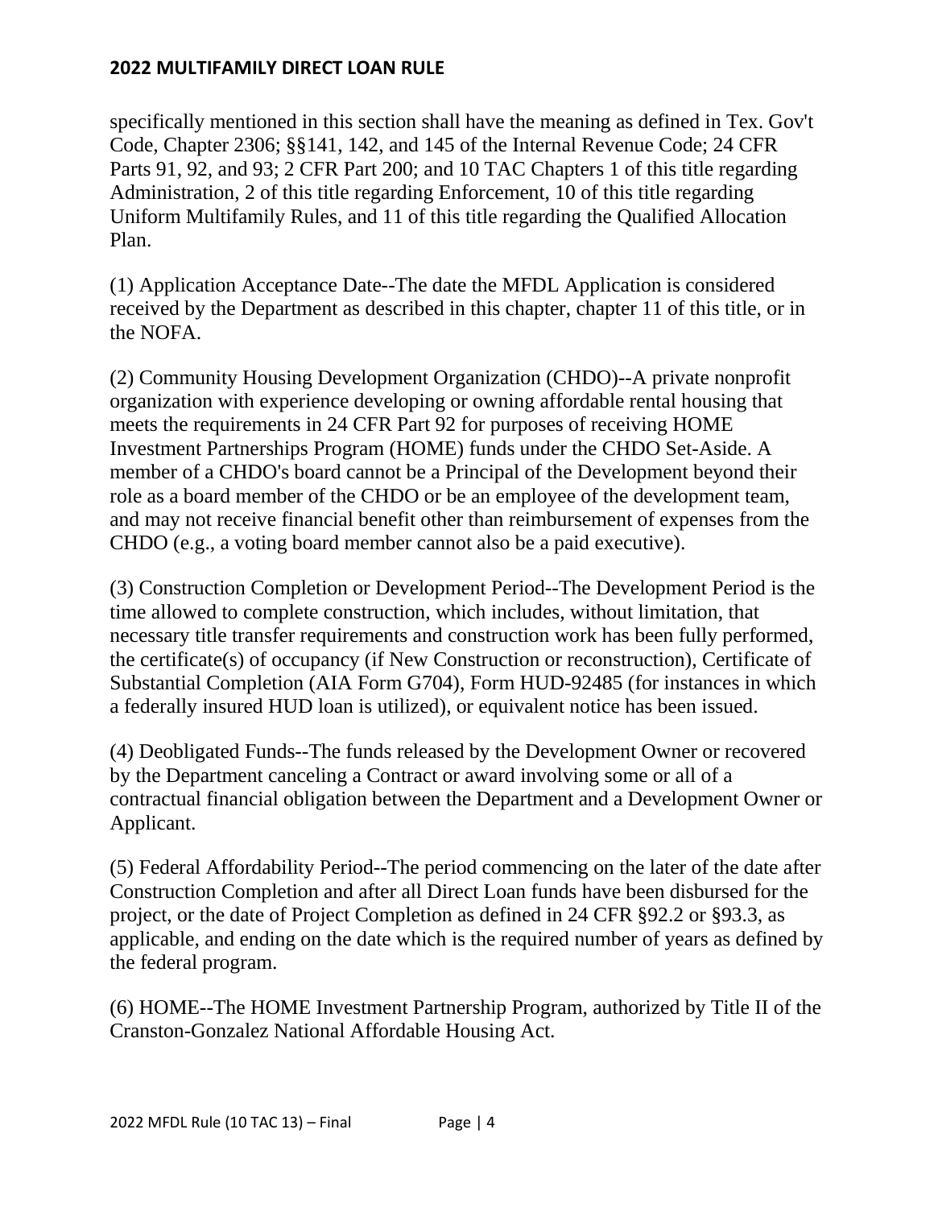specifically mentioned in this section shall have the meaning as defined in Tex. Gov't Code, Chapter 2306; §§141, 142, and 145 of the Internal Revenue Code; 24 CFR Parts 91, 92, and 93; 2 CFR Part 200; and 10 TAC Chapters 1 of this title regarding Administration, 2 of this title regarding Enforcement, 10 of this title regarding Uniform Multifamily Rules, and 11 of this title regarding the Qualified Allocation Plan.

(1) Application Acceptance Date--The date the MFDL Application is considered received by the Department as described in this chapter, chapter 11 of this title, or in the NOFA.

(2) Community Housing Development Organization (CHDO)--A private nonprofit organization with experience developing or owning affordable rental housing that meets the requirements in 24 CFR Part 92 for purposes of receiving HOME Investment Partnerships Program (HOME) funds under the CHDO Set-Aside. A member of a CHDO's board cannot be a Principal of the Development beyond their role as a board member of the CHDO or be an employee of the development team, and may not receive financial benefit other than reimbursement of expenses from the CHDO (e.g., a voting board member cannot also be a paid executive).

(3) Construction Completion or Development Period--The Development Period is the time allowed to complete construction, which includes, without limitation, that necessary title transfer requirements and construction work has been fully performed, the certificate(s) of occupancy (if New Construction or reconstruction), Certificate of Substantial Completion (AIA Form G704), Form HUD-92485 (for instances in which a federally insured HUD loan is utilized), or equivalent notice has been issued.

(4) Deobligated Funds--The funds released by the Development Owner or recovered by the Department canceling a Contract or award involving some or all of a contractual financial obligation between the Department and a Development Owner or Applicant.

(5) Federal Affordability Period--The period commencing on the later of the date after Construction Completion and after all Direct Loan funds have been disbursed for the project, or the date of Project Completion as defined in 24 CFR §92.2 or §93.3, as applicable, and ending on the date which is the required number of years as defined by the federal program.

(6) HOME--The HOME Investment Partnership Program, authorized by Title II of the Cranston-Gonzalez National Affordable Housing Act.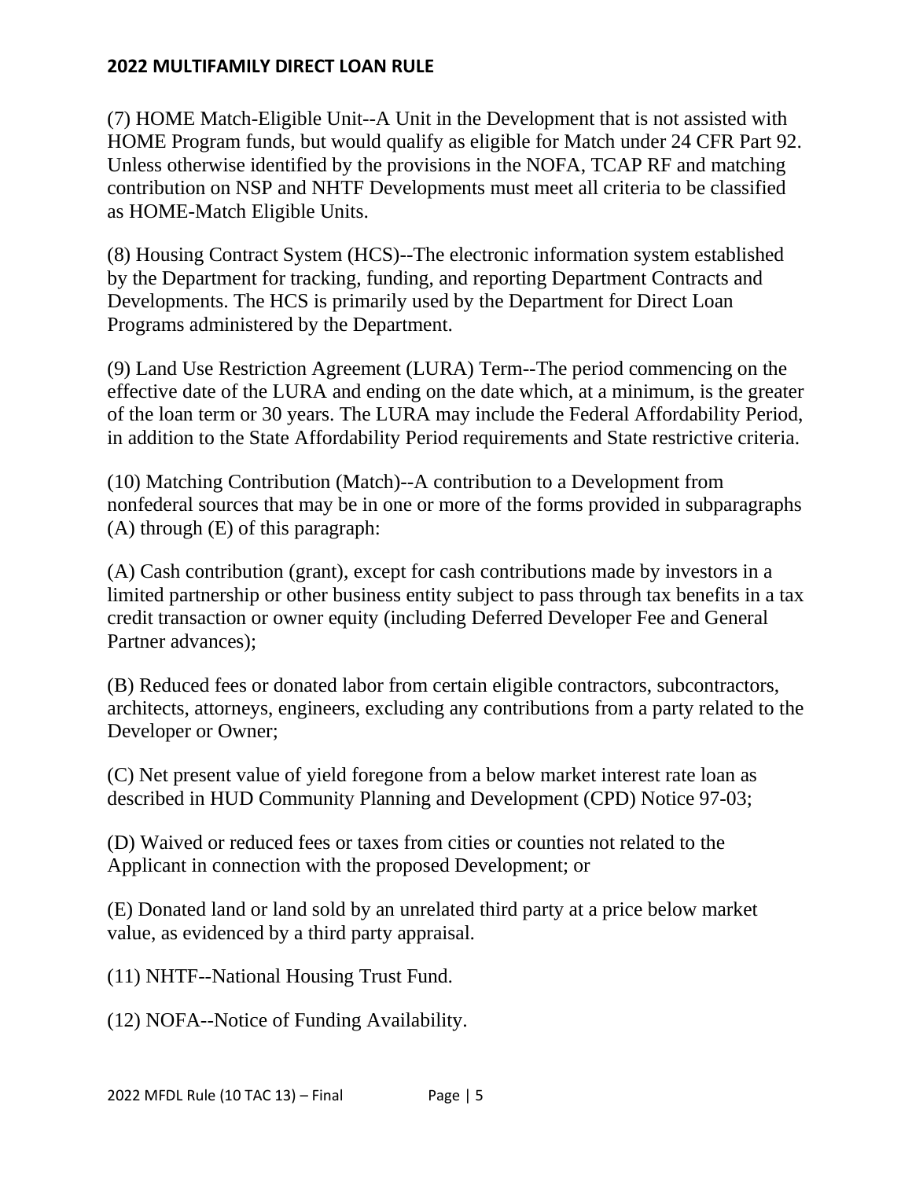(7) HOME Match-Eligible Unit--A Unit in the Development that is not assisted with HOME Program funds, but would qualify as eligible for Match under 24 CFR Part 92. Unless otherwise identified by the provisions in the NOFA, TCAP RF and matching contribution on NSP and NHTF Developments must meet all criteria to be classified as HOME-Match Eligible Units.

(8) Housing Contract System (HCS)--The electronic information system established by the Department for tracking, funding, and reporting Department Contracts and Developments. The HCS is primarily used by the Department for Direct Loan Programs administered by the Department.

(9) Land Use Restriction Agreement (LURA) Term--The period commencing on the effective date of the LURA and ending on the date which, at a minimum, is the greater of the loan term or 30 years. The LURA may include the Federal Affordability Period, in addition to the State Affordability Period requirements and State restrictive criteria.

(10) Matching Contribution (Match)--A contribution to a Development from nonfederal sources that may be in one or more of the forms provided in subparagraphs (A) through (E) of this paragraph:

(A) Cash contribution (grant), except for cash contributions made by investors in a limited partnership or other business entity subject to pass through tax benefits in a tax credit transaction or owner equity (including Deferred Developer Fee and General Partner advances);

(B) Reduced fees or donated labor from certain eligible contractors, subcontractors, architects, attorneys, engineers, excluding any contributions from a party related to the Developer or Owner;

(C) Net present value of yield foregone from a below market interest rate loan as described in HUD Community Planning and Development (CPD) Notice 97-03;

(D) Waived or reduced fees or taxes from cities or counties not related to the Applicant in connection with the proposed Development; or

(E) Donated land or land sold by an unrelated third party at a price below market value, as evidenced by a third party appraisal.

(11) NHTF--National Housing Trust Fund.

(12) NOFA--Notice of Funding Availability.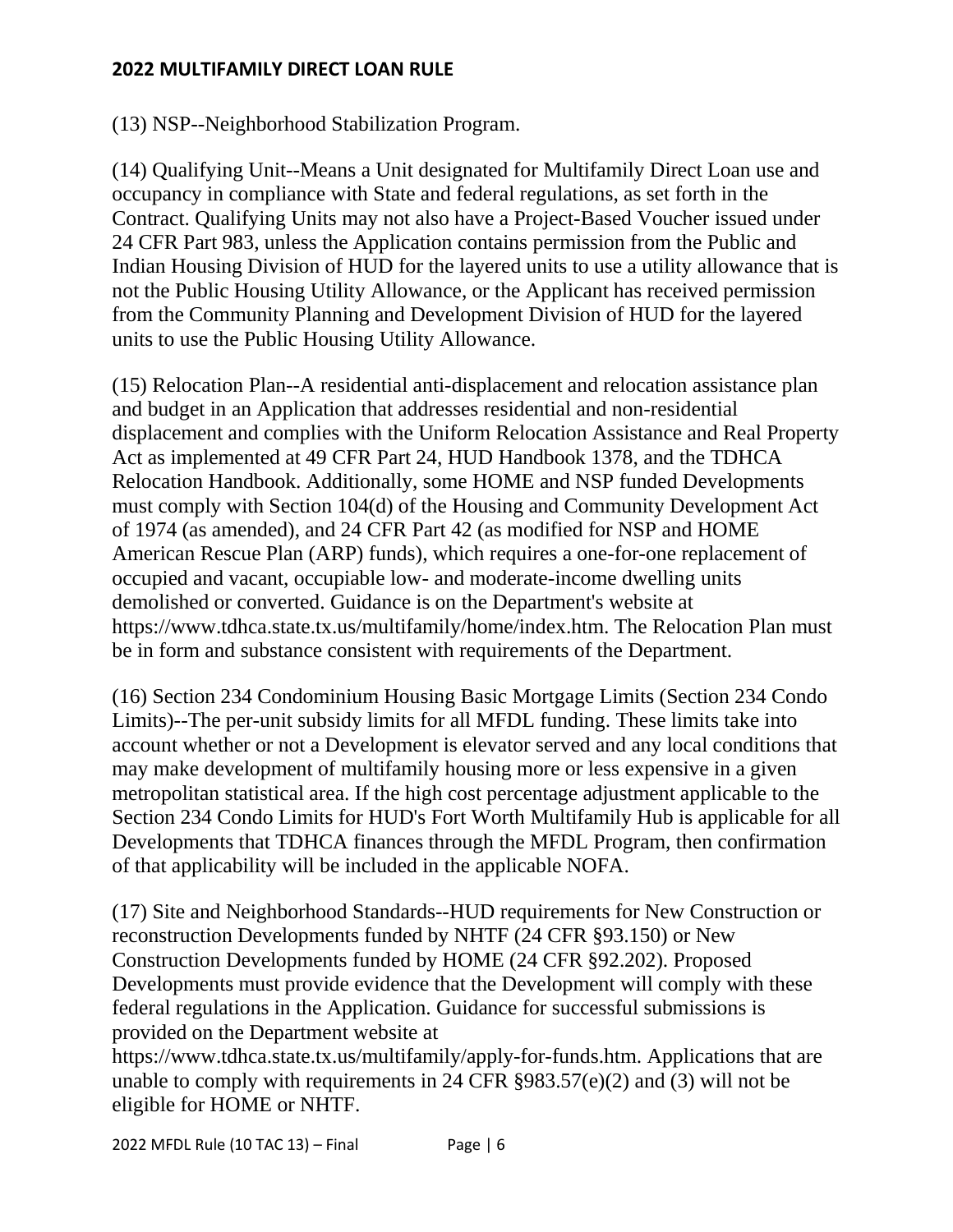(13) NSP--Neighborhood Stabilization Program.

(14) Qualifying Unit--Means a Unit designated for Multifamily Direct Loan use and occupancy in compliance with State and federal regulations, as set forth in the Contract. Qualifying Units may not also have a Project-Based Voucher issued under 24 CFR Part 983, unless the Application contains permission from the Public and Indian Housing Division of HUD for the layered units to use a utility allowance that is not the Public Housing Utility Allowance, or the Applicant has received permission from the Community Planning and Development Division of HUD for the layered units to use the Public Housing Utility Allowance.

(15) Relocation Plan--A residential anti-displacement and relocation assistance plan and budget in an Application that addresses residential and non-residential displacement and complies with the Uniform Relocation Assistance and Real Property Act as implemented at 49 CFR Part 24, HUD Handbook 1378, and the TDHCA Relocation Handbook. Additionally, some HOME and NSP funded Developments must comply with Section 104(d) of the Housing and Community Development Act of 1974 (as amended), and 24 CFR Part 42 (as modified for NSP and HOME American Rescue Plan (ARP) funds), which requires a one-for-one replacement of occupied and vacant, occupiable low- and moderate-income dwelling units demolished or converted. Guidance is on the Department's website at https://www.tdhca.state.tx.us/multifamily/home/index.htm. The Relocation Plan must be in form and substance consistent with requirements of the Department.

(16) Section 234 Condominium Housing Basic Mortgage Limits (Section 234 Condo Limits)--The per-unit subsidy limits for all MFDL funding. These limits take into account whether or not a Development is elevator served and any local conditions that may make development of multifamily housing more or less expensive in a given metropolitan statistical area. If the high cost percentage adjustment applicable to the Section 234 Condo Limits for HUD's Fort Worth Multifamily Hub is applicable for all Developments that TDHCA finances through the MFDL Program, then confirmation of that applicability will be included in the applicable NOFA.

(17) Site and Neighborhood Standards--HUD requirements for New Construction or reconstruction Developments funded by NHTF (24 CFR §93.150) or New Construction Developments funded by HOME (24 CFR §92.202). Proposed Developments must provide evidence that the Development will comply with these federal regulations in the Application. Guidance for successful submissions is provided on the Department website at https://www.tdhca.state.tx.us/multifamily/apply-for-funds.htm. Applications that are unable to comply with requirements in 24 CFR §983.57(e)(2) and (3) will not be eligible for HOME or NHTF.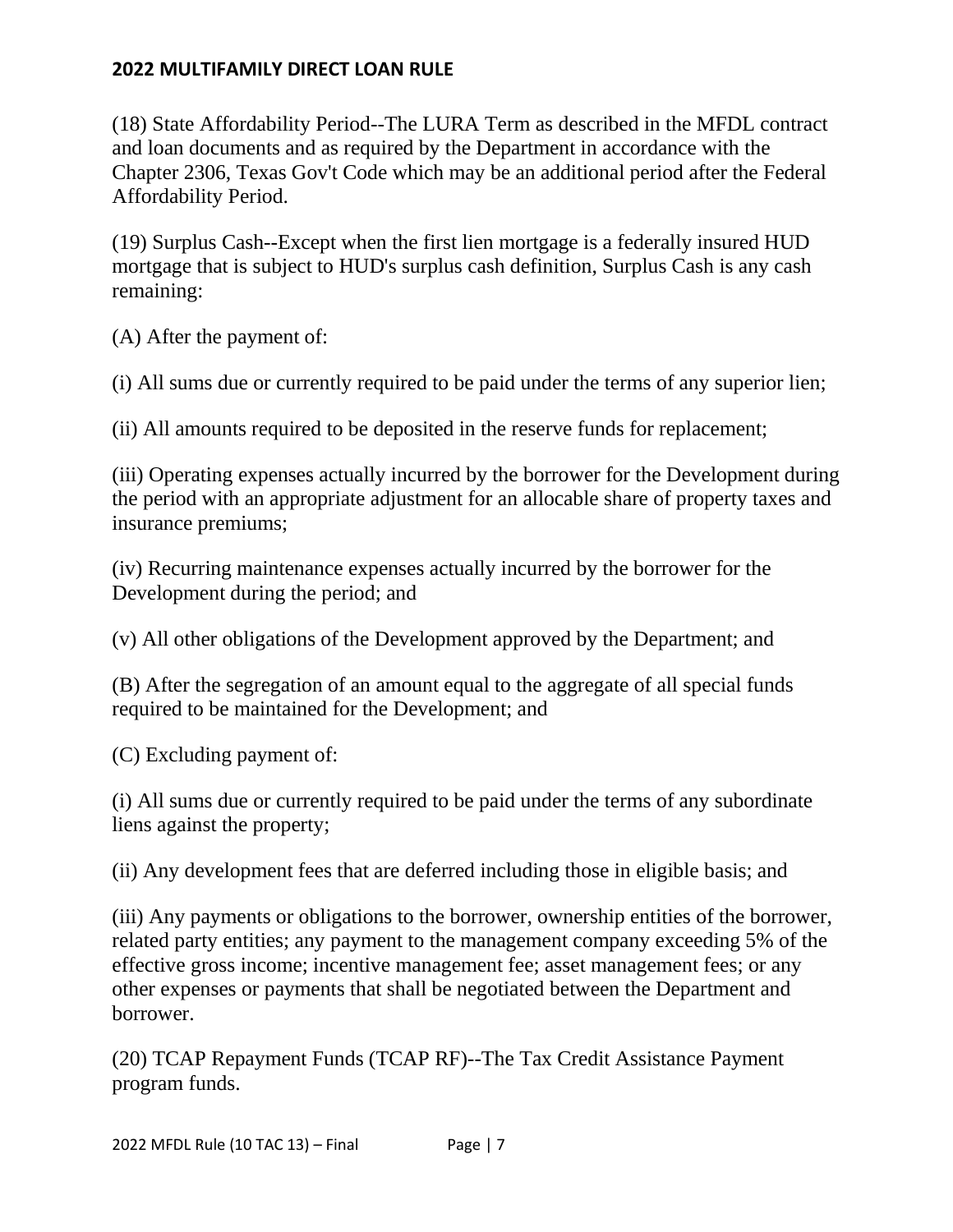(18) State Affordability Period--The LURA Term as described in the MFDL contract and loan documents and as required by the Department in accordance with the Chapter 2306, Texas Gov't Code which may be an additional period after the Federal Affordability Period.

(19) Surplus Cash--Except when the first lien mortgage is a federally insured HUD mortgage that is subject to HUD's surplus cash definition, Surplus Cash is any cash remaining:

(A) After the payment of:

(i) All sums due or currently required to be paid under the terms of any superior lien;

(ii) All amounts required to be deposited in the reserve funds for replacement;

(iii) Operating expenses actually incurred by the borrower for the Development during the period with an appropriate adjustment for an allocable share of property taxes and insurance premiums;

(iv) Recurring maintenance expenses actually incurred by the borrower for the Development during the period; and

(v) All other obligations of the Development approved by the Department; and

(B) After the segregation of an amount equal to the aggregate of all special funds required to be maintained for the Development; and

(C) Excluding payment of:

(i) All sums due or currently required to be paid under the terms of any subordinate liens against the property;

(ii) Any development fees that are deferred including those in eligible basis; and

(iii) Any payments or obligations to the borrower, ownership entities of the borrower, related party entities; any payment to the management company exceeding 5% of the effective gross income; incentive management fee; asset management fees; or any other expenses or payments that shall be negotiated between the Department and borrower.

(20) TCAP Repayment Funds (TCAP RF)--The Tax Credit Assistance Payment program funds.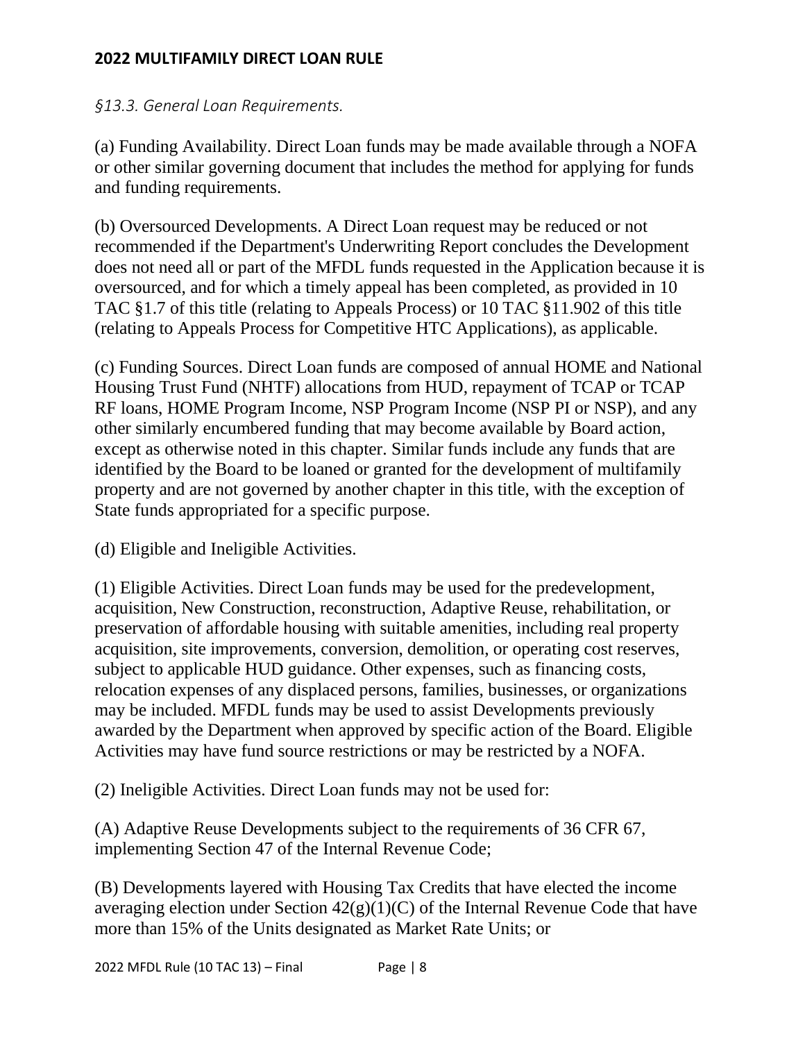*§13.3. General Loan Requirements.*

(a) Funding Availability. Direct Loan funds may be made available through a NOFA or other similar governing document that includes the method for applying for funds and funding requirements.

(b) Oversourced Developments. A Direct Loan request may be reduced or not recommended if the Department's Underwriting Report concludes the Development does not need all or part of the MFDL funds requested in the Application because it is oversourced, and for which a timely appeal has been completed, as provided in 10 TAC §1.7 of this title (relating to Appeals Process) or 10 TAC §11.902 of this title (relating to Appeals Process for Competitive HTC Applications), as applicable.

(c) Funding Sources. Direct Loan funds are composed of annual HOME and National Housing Trust Fund (NHTF) allocations from HUD, repayment of TCAP or TCAP RF loans, HOME Program Income, NSP Program Income (NSP PI or NSP), and any other similarly encumbered funding that may become available by Board action, except as otherwise noted in this chapter. Similar funds include any funds that are identified by the Board to be loaned or granted for the development of multifamily property and are not governed by another chapter in this title, with the exception of State funds appropriated for a specific purpose.

(d) Eligible and Ineligible Activities.

(1) Eligible Activities. Direct Loan funds may be used for the predevelopment, acquisition, New Construction, reconstruction, Adaptive Reuse, rehabilitation, or preservation of affordable housing with suitable amenities, including real property acquisition, site improvements, conversion, demolition, or operating cost reserves, subject to applicable HUD guidance. Other expenses, such as financing costs, relocation expenses of any displaced persons, families, businesses, or organizations may be included. MFDL funds may be used to assist Developments previously awarded by the Department when approved by specific action of the Board. Eligible Activities may have fund source restrictions or may be restricted by a NOFA.

(2) Ineligible Activities. Direct Loan funds may not be used for:

(A) Adaptive Reuse Developments subject to the requirements of 36 CFR 67, implementing Section 47 of the Internal Revenue Code;

(B) Developments layered with Housing Tax Credits that have elected the income averaging election under Section 42(g)(1)(C) of the Internal Revenue Code that have more than 15% of the Units designated as Market Rate Units; or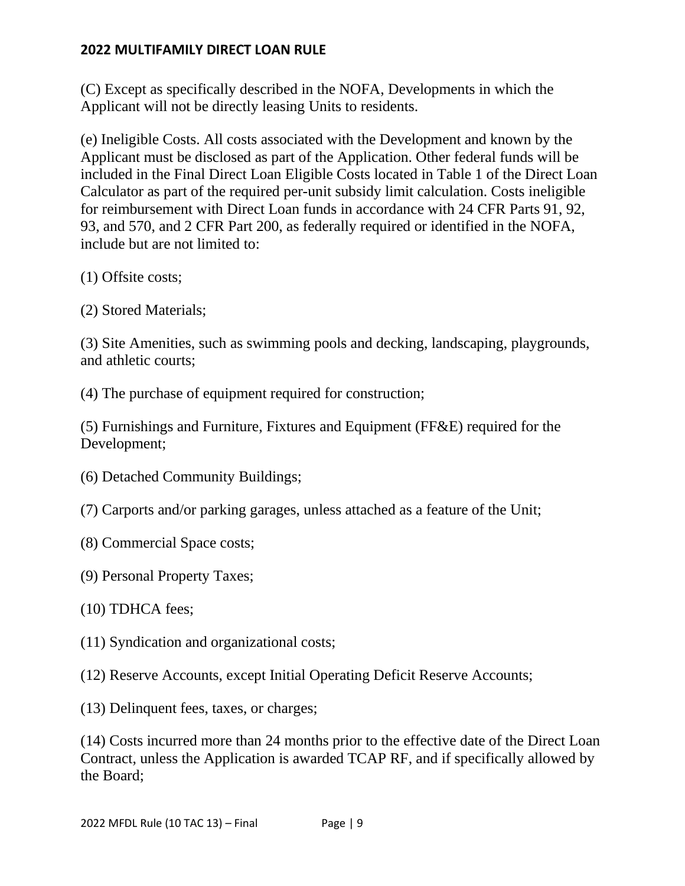(C) Except as specifically described in the NOFA, Developments in which the Applicant will not be directly leasing Units to residents.

(e) Ineligible Costs. All costs associated with the Development and known by the Applicant must be disclosed as part of the Application. Other federal funds will be included in the Final Direct Loan Eligible Costs located in Table 1 of the Direct Loan Calculator as part of the required per-unit subsidy limit calculation. Costs ineligible for reimbursement with Direct Loan funds in accordance with 24 CFR Parts 91, 92, 93, and 570, and 2 CFR Part 200, as federally required or identified in the NOFA, include but are not limited to:

(1) Offsite costs;

(2) Stored Materials;

(3) Site Amenities, such as swimming pools and decking, landscaping, playgrounds, and athletic courts;

(4) The purchase of equipment required for construction;

(5) Furnishings and Furniture, Fixtures and Equipment (FF&E) required for the Development;

(6) Detached Community Buildings;

(7) Carports and/or parking garages, unless attached as a feature of the Unit;

(8) Commercial Space costs;

(9) Personal Property Taxes;

(10) TDHCA fees;

(11) Syndication and organizational costs;

(12) Reserve Accounts, except Initial Operating Deficit Reserve Accounts;

(13) Delinquent fees, taxes, or charges;

(14) Costs incurred more than 24 months prior to the effective date of the Direct Loan Contract, unless the Application is awarded TCAP RF, and if specifically allowed by the Board;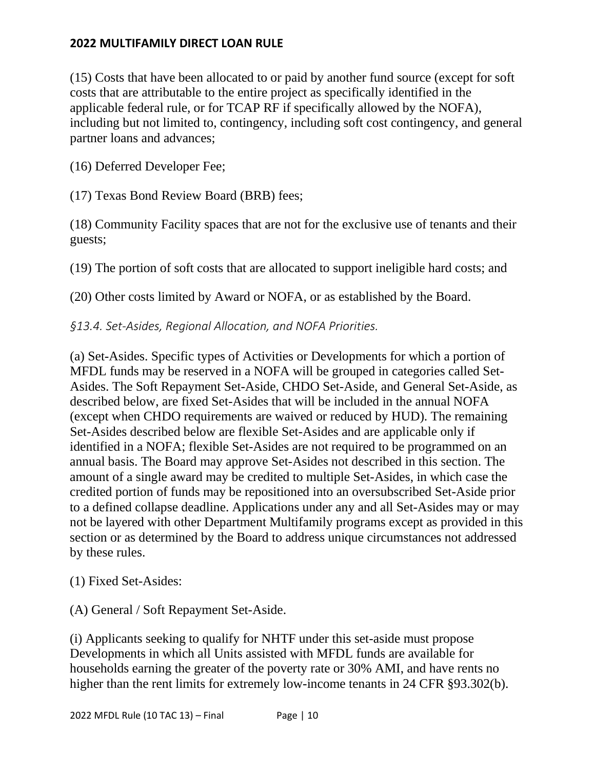(15) Costs that have been allocated to or paid by another fund source (except for soft costs that are attributable to the entire project as specifically identified in the applicable federal rule, or for TCAP RF if specifically allowed by the NOFA), including but not limited to, contingency, including soft cost contingency, and general partner loans and advances;

(16) Deferred Developer Fee;

(17) Texas Bond Review Board (BRB) fees;

(18) Community Facility spaces that are not for the exclusive use of tenants and their guests;

(19) The portion of soft costs that are allocated to support ineligible hard costs; and

(20) Other costs limited by Award or NOFA, or as established by the Board.

### *§13.4. Set-Asides, Regional Allocation, and NOFA Priorities.*

(a) Set-Asides. Specific types of Activities or Developments for which a portion of MFDL funds may be reserved in a NOFA will be grouped in categories called Set-Asides. The Soft Repayment Set-Aside, CHDO Set-Aside, and General Set-Aside, as described below, are fixed Set-Asides that will be included in the annual NOFA (except when CHDO requirements are waived or reduced by HUD). The remaining Set-Asides described below are flexible Set-Asides and are applicable only if identified in a NOFA; flexible Set-Asides are not required to be programmed on an annual basis. The Board may approve Set-Asides not described in this section. The amount of a single award may be credited to multiple Set-Asides, in which case the credited portion of funds may be repositioned into an oversubscribed Set-Aside prior to a defined collapse deadline. Applications under any and all Set-Asides may or may not be layered with other Department Multifamily programs except as provided in this section or as determined by the Board to address unique circumstances not addressed by these rules.

(1) Fixed Set-Asides:

(A) General / Soft Repayment Set-Aside.

(i) Applicants seeking to qualify for NHTF under this set-aside must propose Developments in which all Units assisted with MFDL funds are available for households earning the greater of the poverty rate or 30% AMI, and have rents no higher than the rent limits for extremely low-income tenants in 24 CFR §93.302(b).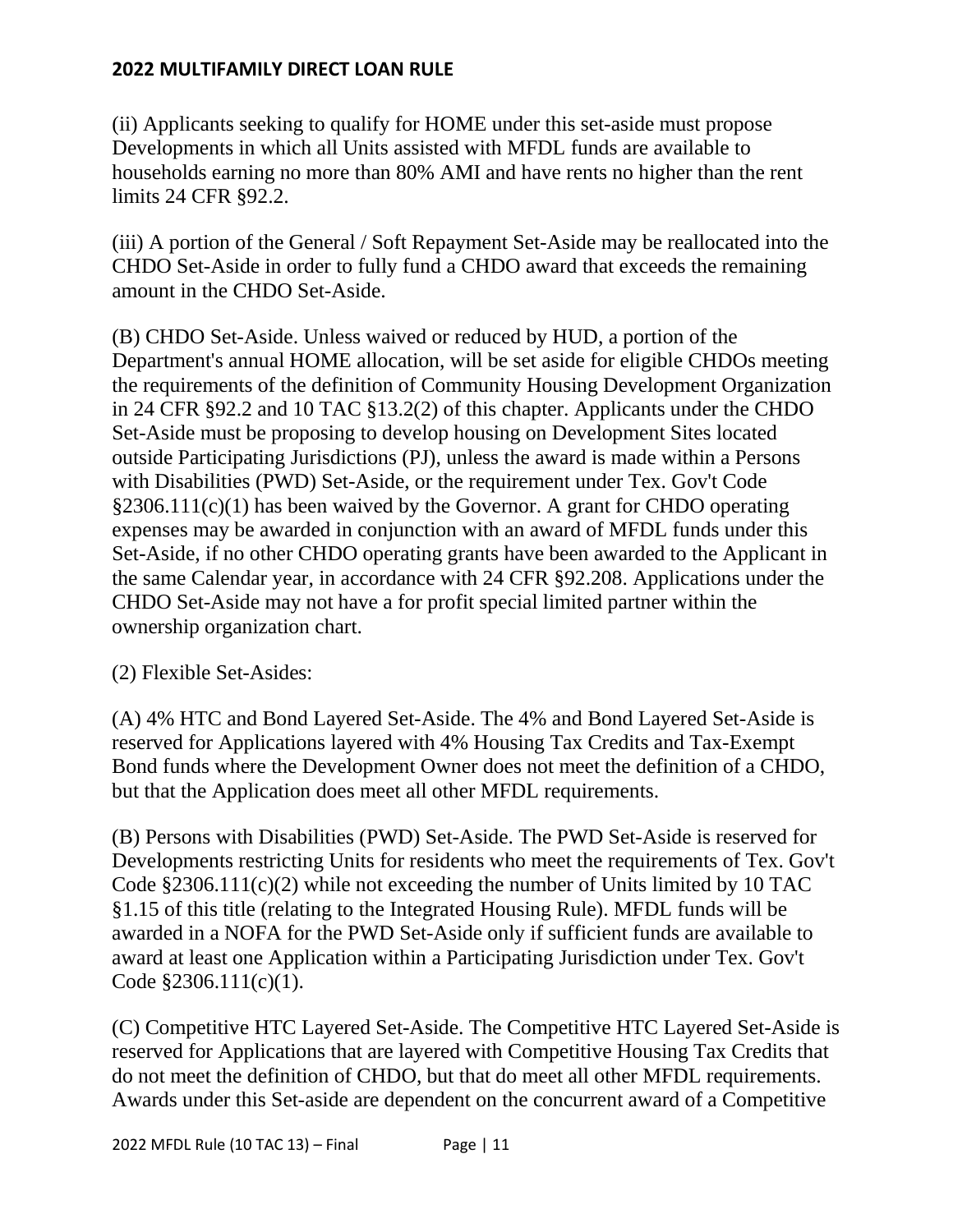(ii) Applicants seeking to qualify for HOME under this set-aside must propose Developments in which all Units assisted with MFDL funds are available to households earning no more than 80% AMI and have rents no higher than the rent limits 24 CFR §92.2.

(iii) A portion of the General / Soft Repayment Set-Aside may be reallocated into the CHDO Set-Aside in order to fully fund a CHDO award that exceeds the remaining amount in the CHDO Set-Aside.

(B) CHDO Set-Aside. Unless waived or reduced by HUD, a portion of the Department's annual HOME allocation, will be set aside for eligible CHDOs meeting the requirements of the definition of Community Housing Development Organization in 24 CFR §92.2 and 10 TAC §13.2(2) of this chapter. Applicants under the CHDO Set-Aside must be proposing to develop housing on Development Sites located outside Participating Jurisdictions (PJ), unless the award is made within a Persons with Disabilities (PWD) Set-Aside, or the requirement under Tex. Gov't Code §2306.111(c)(1) has been waived by the Governor. A grant for CHDO operating expenses may be awarded in conjunction with an award of MFDL funds under this Set-Aside, if no other CHDO operating grants have been awarded to the Applicant in the same Calendar year, in accordance with 24 CFR §92.208. Applications under the CHDO Set-Aside may not have a for profit special limited partner within the ownership organization chart.

(2) Flexible Set-Asides:

(A) 4% HTC and Bond Layered Set-Aside. The 4% and Bond Layered Set-Aside is reserved for Applications layered with 4% Housing Tax Credits and Tax-Exempt Bond funds where the Development Owner does not meet the definition of a CHDO, but that the Application does meet all other MFDL requirements.

(B) Persons with Disabilities (PWD) Set-Aside. The PWD Set-Aside is reserved for Developments restricting Units for residents who meet the requirements of Tex. Gov't Code §2306.111(c)(2) while not exceeding the number of Units limited by 10 TAC §1.15 of this title (relating to the Integrated Housing Rule). MFDL funds will be awarded in a NOFA for the PWD Set-Aside only if sufficient funds are available to award at least one Application within a Participating Jurisdiction under Tex. Gov't Code §2306.111(c)(1).

(C) Competitive HTC Layered Set-Aside. The Competitive HTC Layered Set-Aside is reserved for Applications that are layered with Competitive Housing Tax Credits that do not meet the definition of CHDO, but that do meet all other MFDL requirements. Awards under this Set-aside are dependent on the concurrent award of a Competitive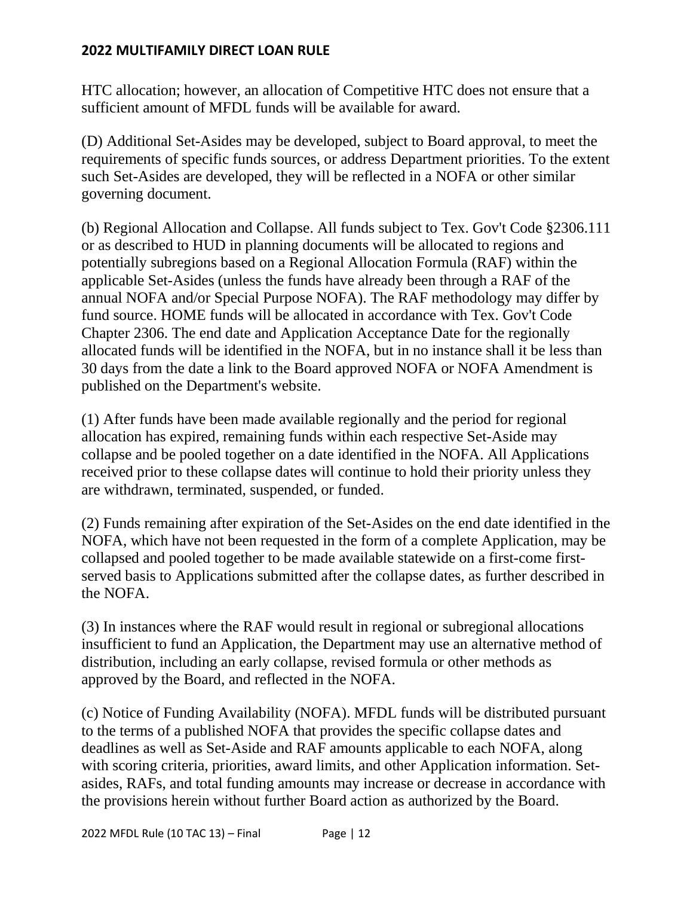HTC allocation; however, an allocation of Competitive HTC does not ensure that a sufficient amount of MFDL funds will be available for award.

(D) Additional Set-Asides may be developed, subject to Board approval, to meet the requirements of specific funds sources, or address Department priorities. To the extent such Set-Asides are developed, they will be reflected in a NOFA or other similar governing document.

(b) Regional Allocation and Collapse. All funds subject to Tex. Gov't Code §2306.111 or as described to HUD in planning documents will be allocated to regions and potentially subregions based on a Regional Allocation Formula (RAF) within the applicable Set-Asides (unless the funds have already been through a RAF of the annual NOFA and/or Special Purpose NOFA). The RAF methodology may differ by fund source. HOME funds will be allocated in accordance with Tex. Gov't Code Chapter 2306. The end date and Application Acceptance Date for the regionally allocated funds will be identified in the NOFA, but in no instance shall it be less than 30 days from the date a link to the Board approved NOFA or NOFA Amendment is published on the Department's website.

(1) After funds have been made available regionally and the period for regional allocation has expired, remaining funds within each respective Set-Aside may collapse and be pooled together on a date identified in the NOFA. All Applications received prior to these collapse dates will continue to hold their priority unless they are withdrawn, terminated, suspended, or funded.

(2) Funds remaining after expiration of the Set-Asides on the end date identified in the NOFA, which have not been requested in the form of a complete Application, may be collapsed and pooled together to be made available statewide on a first-come first-served basis to Applications submitted after the collapse dates, as further described in the NOFA.

(3) In instances where the RAF would result in regional or subregional allocations insufficient to fund an Application, the Department may use an alternative method of distribution, including an early collapse, revised formula or other methods as approved by the Board, and reflected in the NOFA.

(c) Notice of Funding Availability (NOFA). MFDL funds will be distributed pursuant to the terms of a published NOFA that provides the specific collapse dates and deadlines as well as Set-Aside and RAF amounts applicable to each NOFA, along with scoring criteria, priorities, award limits, and other Application information. Set-asides, RAFs, and total funding amounts may increase or decrease in accordance with the provisions herein without further Board action as authorized by the Board.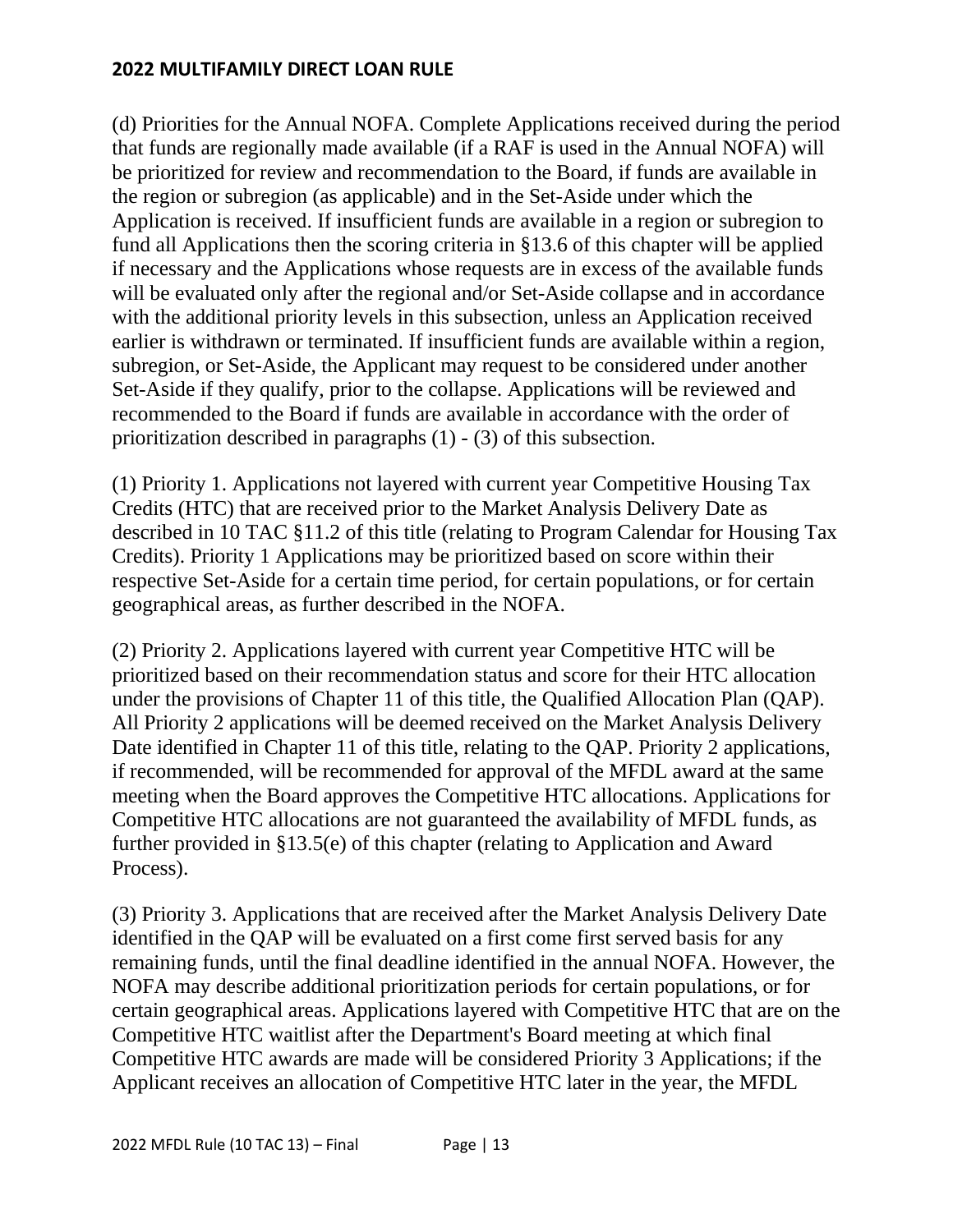(d) Priorities for the Annual NOFA. Complete Applications received during the period that funds are regionally made available (if a RAF is used in the Annual NOFA) will be prioritized for review and recommendation to the Board, if funds are available in the region or subregion (as applicable) and in the Set-Aside under which the Application is received. If insufficient funds are available in a region or subregion to fund all Applications then the scoring criteria in §13.6 of this chapter will be applied if necessary and the Applications whose requests are in excess of the available funds will be evaluated only after the regional and/or Set-Aside collapse and in accordance with the additional priority levels in this subsection, unless an Application received earlier is withdrawn or terminated. If insufficient funds are available within a region, subregion, or Set-Aside, the Applicant may request to be considered under another Set-Aside if they qualify, prior to the collapse. Applications will be reviewed and recommended to the Board if funds are available in accordance with the order of prioritization described in paragraphs (1) - (3) of this subsection.

(1) Priority 1. Applications not layered with current year Competitive Housing Tax Credits (HTC) that are received prior to the Market Analysis Delivery Date as described in 10 TAC §11.2 of this title (relating to Program Calendar for Housing Tax Credits). Priority 1 Applications may be prioritized based on score within their respective Set-Aside for a certain time period, for certain populations, or for certain geographical areas, as further described in the NOFA.

(2) Priority 2. Applications layered with current year Competitive HTC will be prioritized based on their recommendation status and score for their HTC allocation under the provisions of Chapter 11 of this title, the Qualified Allocation Plan (QAP). All Priority 2 applications will be deemed received on the Market Analysis Delivery Date identified in Chapter 11 of this title, relating to the QAP. Priority 2 applications, if recommended, will be recommended for approval of the MFDL award at the same meeting when the Board approves the Competitive HTC allocations. Applications for Competitive HTC allocations are not guaranteed the availability of MFDL funds, as further provided in §13.5(e) of this chapter (relating to Application and Award Process).

(3) Priority 3. Applications that are received after the Market Analysis Delivery Date identified in the QAP will be evaluated on a first come first served basis for any remaining funds, until the final deadline identified in the annual NOFA. However, the NOFA may describe additional prioritization periods for certain populations, or for certain geographical areas. Applications layered with Competitive HTC that are on the Competitive HTC waitlist after the Department's Board meeting at which final Competitive HTC awards are made will be considered Priority 3 Applications; if the Applicant receives an allocation of Competitive HTC later in the year, the MFDL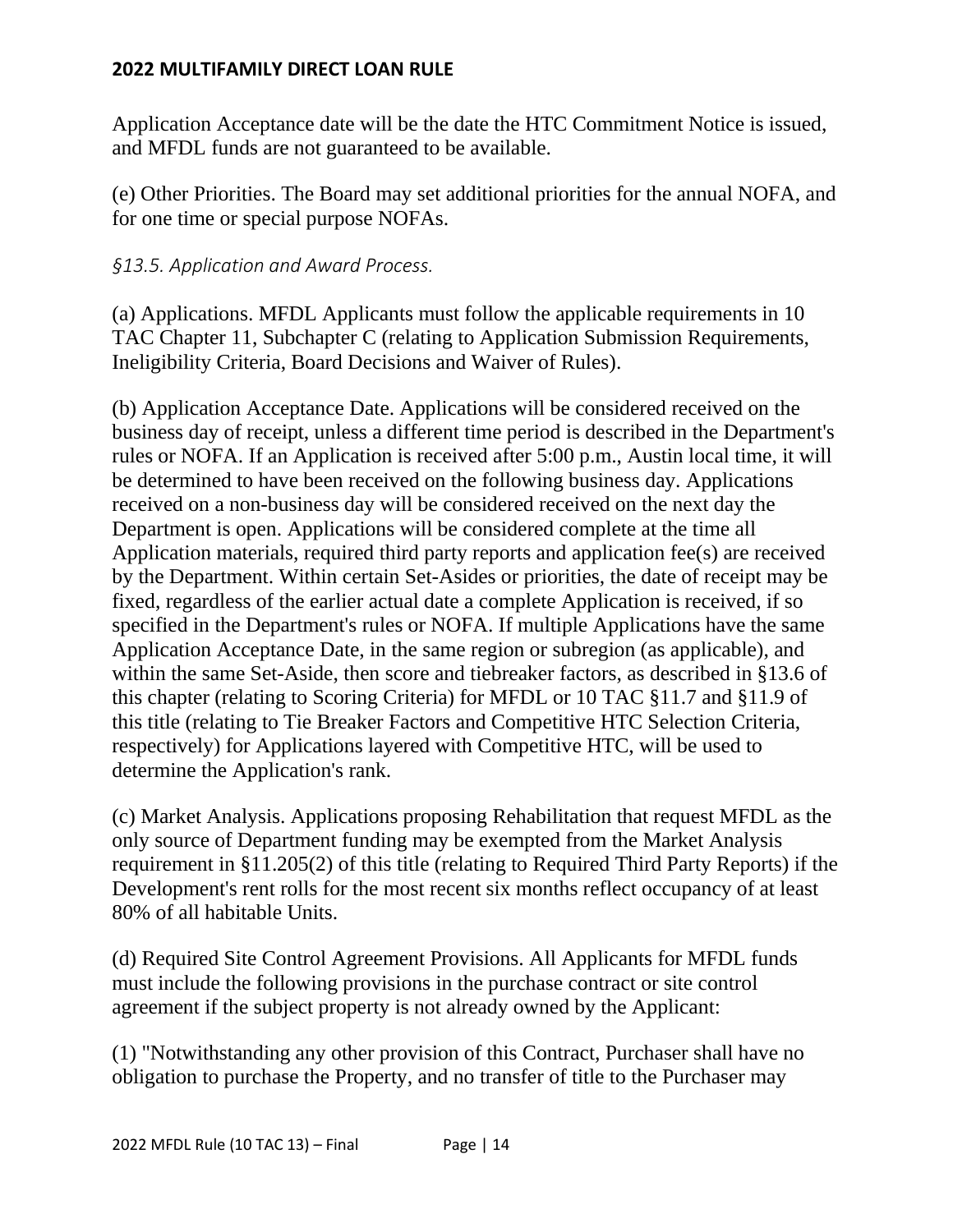Application Acceptance date will be the date the HTC Commitment Notice is issued, and MFDL funds are not guaranteed to be available.

(e) Other Priorities. The Board may set additional priorities for the annual NOFA, and for one time or special purpose NOFAs.

### *§13.5. Application and Award Process.*

(a) Applications. MFDL Applicants must follow the applicable requirements in 10 TAC Chapter 11, Subchapter C (relating to Application Submission Requirements, Ineligibility Criteria, Board Decisions and Waiver of Rules).

(b) Application Acceptance Date. Applications will be considered received on the business day of receipt, unless a different time period is described in the Department's rules or NOFA. If an Application is received after 5:00 p.m., Austin local time, it will be determined to have been received on the following business day. Applications received on a non-business day will be considered received on the next day the Department is open. Applications will be considered complete at the time all Application materials, required third party reports and application fee(s) are received by the Department. Within certain Set-Asides or priorities, the date of receipt may be fixed, regardless of the earlier actual date a complete Application is received, if so specified in the Department's rules or NOFA. If multiple Applications have the same Application Acceptance Date, in the same region or subregion (as applicable), and within the same Set-Aside, then score and tiebreaker factors, as described in §13.6 of this chapter (relating to Scoring Criteria) for MFDL or 10 TAC §11.7 and §11.9 of this title (relating to Tie Breaker Factors and Competitive HTC Selection Criteria, respectively) for Applications layered with Competitive HTC, will be used to determine the Application's rank.

(c) Market Analysis. Applications proposing Rehabilitation that request MFDL as the only source of Department funding may be exempted from the Market Analysis requirement in §11.205(2) of this title (relating to Required Third Party Reports) if the Development's rent rolls for the most recent six months reflect occupancy of at least 80% of all habitable Units.

(d) Required Site Control Agreement Provisions. All Applicants for MFDL funds must include the following provisions in the purchase contract or site control agreement if the subject property is not already owned by the Applicant:

(1) "Notwithstanding any other provision of this Contract, Purchaser shall have no obligation to purchase the Property, and no transfer of title to the Purchaser may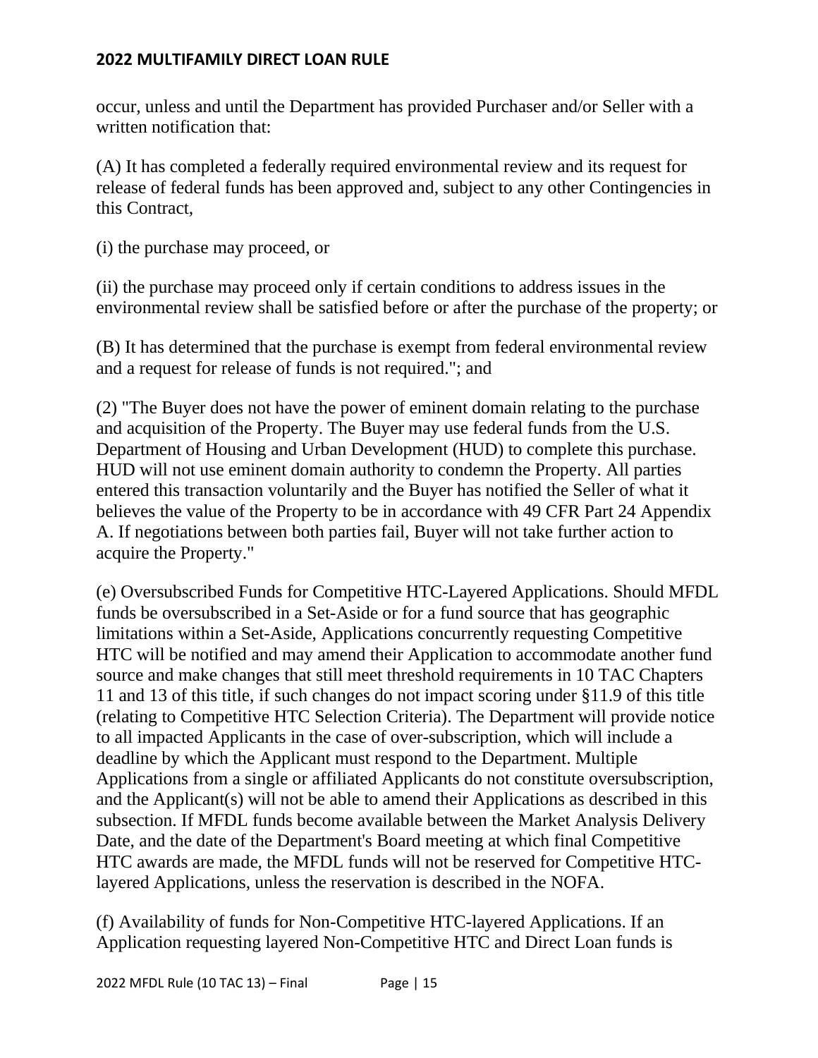occur, unless and until the Department has provided Purchaser and/or Seller with a written notification that:

(A) It has completed a federally required environmental review and its request for release of federal funds has been approved and, subject to any other Contingencies in this Contract,

(i) the purchase may proceed, or

(ii) the purchase may proceed only if certain conditions to address issues in the environmental review shall be satisfied before or after the purchase of the property; or

(B) It has determined that the purchase is exempt from federal environmental review and a request for release of funds is not required."; and

(2) "The Buyer does not have the power of eminent domain relating to the purchase and acquisition of the Property. The Buyer may use federal funds from the U.S. Department of Housing and Urban Development (HUD) to complete this purchase. HUD will not use eminent domain authority to condemn the Property. All parties entered this transaction voluntarily and the Buyer has notified the Seller of what it believes the value of the Property to be in accordance with 49 CFR Part 24 Appendix A. If negotiations between both parties fail, Buyer will not take further action to acquire the Property."

(e) Oversubscribed Funds for Competitive HTC-Layered Applications. Should MFDL funds be oversubscribed in a Set-Aside or for a fund source that has geographic limitations within a Set-Aside, Applications concurrently requesting Competitive HTC will be notified and may amend their Application to accommodate another fund source and make changes that still meet threshold requirements in 10 TAC Chapters 11 and 13 of this title, if such changes do not impact scoring under §11.9 of this title (relating to Competitive HTC Selection Criteria). The Department will provide notice to all impacted Applicants in the case of over-subscription, which will include a deadline by which the Applicant must respond to the Department. Multiple Applications from a single or affiliated Applicants do not constitute oversubscription, and the Applicant(s) will not be able to amend their Applications as described in this subsection. If MFDL funds become available between the Market Analysis Delivery Date, and the date of the Department's Board meeting at which final Competitive HTC awards are made, the MFDL funds will not be reserved for Competitive HTC-layered Applications, unless the reservation is described in the NOFA.

(f) Availability of funds for Non-Competitive HTC-layered Applications. If an Application requesting layered Non-Competitive HTC and Direct Loan funds is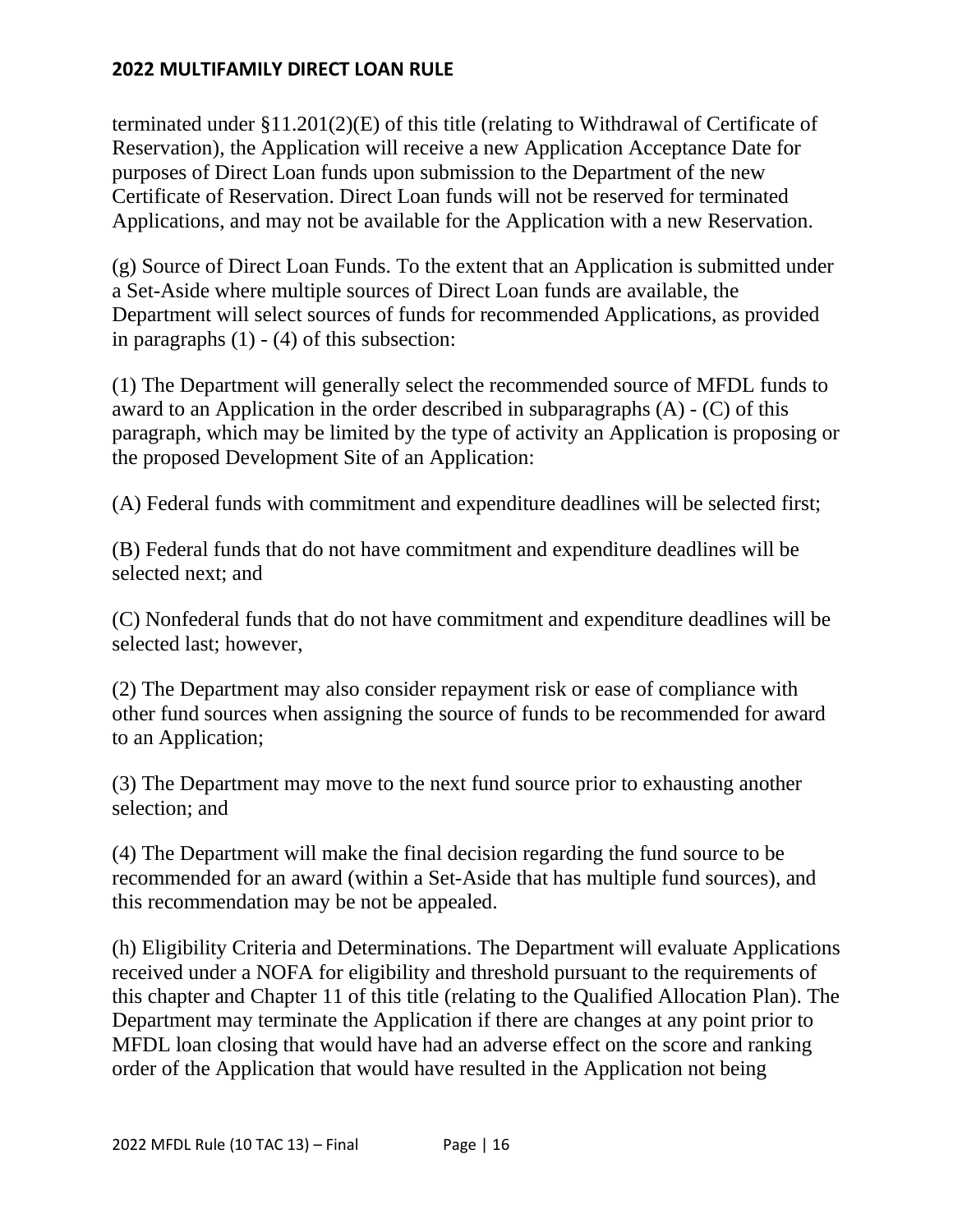terminated under §11.201(2)(E) of this title (relating to Withdrawal of Certificate of Reservation), the Application will receive a new Application Acceptance Date for purposes of Direct Loan funds upon submission to the Department of the new Certificate of Reservation. Direct Loan funds will not be reserved for terminated Applications, and may not be available for the Application with a new Reservation.

(g) Source of Direct Loan Funds. To the extent that an Application is submitted under a Set-Aside where multiple sources of Direct Loan funds are available, the Department will select sources of funds for recommended Applications, as provided in paragraphs (1) - (4) of this subsection:

(1) The Department will generally select the recommended source of MFDL funds to award to an Application in the order described in subparagraphs (A) - (C) of this paragraph, which may be limited by the type of activity an Application is proposing or the proposed Development Site of an Application:

(A) Federal funds with commitment and expenditure deadlines will be selected first;

(B) Federal funds that do not have commitment and expenditure deadlines will be selected next; and

(C) Nonfederal funds that do not have commitment and expenditure deadlines will be selected last; however,

(2) The Department may also consider repayment risk or ease of compliance with other fund sources when assigning the source of funds to be recommended for award to an Application;

(3) The Department may move to the next fund source prior to exhausting another selection; and

(4) The Department will make the final decision regarding the fund source to be recommended for an award (within a Set-Aside that has multiple fund sources), and this recommendation may be not be appealed.

(h) Eligibility Criteria and Determinations. The Department will evaluate Applications received under a NOFA for eligibility and threshold pursuant to the requirements of this chapter and Chapter 11 of this title (relating to the Qualified Allocation Plan). The Department may terminate the Application if there are changes at any point prior to MFDL loan closing that would have had an adverse effect on the score and ranking order of the Application that would have resulted in the Application not being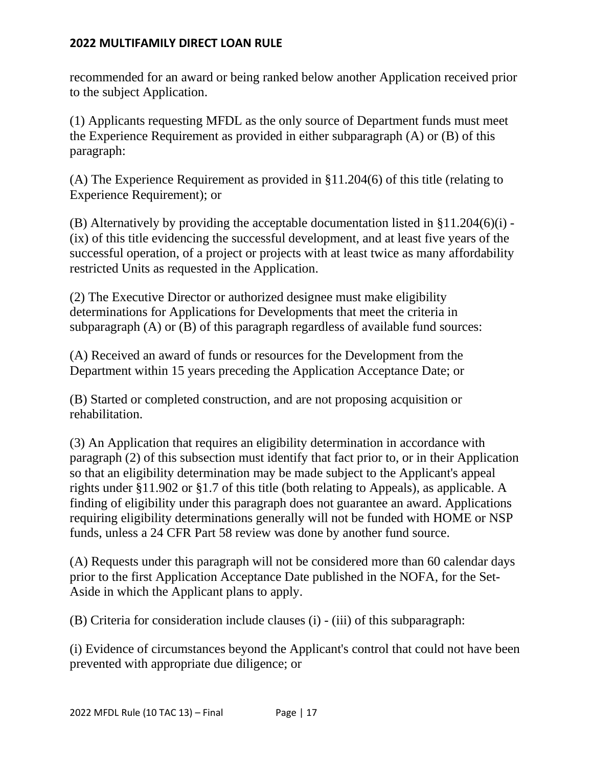recommended for an award or being ranked below another Application received prior to the subject Application.

(1) Applicants requesting MFDL as the only source of Department funds must meet the Experience Requirement as provided in either subparagraph (A) or (B) of this paragraph:

(A) The Experience Requirement as provided in §11.204(6) of this title (relating to Experience Requirement); or

(B) Alternatively by providing the acceptable documentation listed in §11.204(6)(i) - (ix) of this title evidencing the successful development, and at least five years of the successful operation, of a project or projects with at least twice as many affordability restricted Units as requested in the Application.

(2) The Executive Director or authorized designee must make eligibility determinations for Applications for Developments that meet the criteria in subparagraph (A) or (B) of this paragraph regardless of available fund sources:

(A) Received an award of funds or resources for the Development from the Department within 15 years preceding the Application Acceptance Date; or

(B) Started or completed construction, and are not proposing acquisition or rehabilitation.

(3) An Application that requires an eligibility determination in accordance with paragraph (2) of this subsection must identify that fact prior to, or in their Application so that an eligibility determination may be made subject to the Applicant's appeal rights under §11.902 or §1.7 of this title (both relating to Appeals), as applicable. A finding of eligibility under this paragraph does not guarantee an award. Applications requiring eligibility determinations generally will not be funded with HOME or NSP funds, unless a 24 CFR Part 58 review was done by another fund source.

(A) Requests under this paragraph will not be considered more than 60 calendar days prior to the first Application Acceptance Date published in the NOFA, for the Set-Aside in which the Applicant plans to apply.

(B) Criteria for consideration include clauses (i) - (iii) of this subparagraph:

(i) Evidence of circumstances beyond the Applicant's control that could not have been prevented with appropriate due diligence; or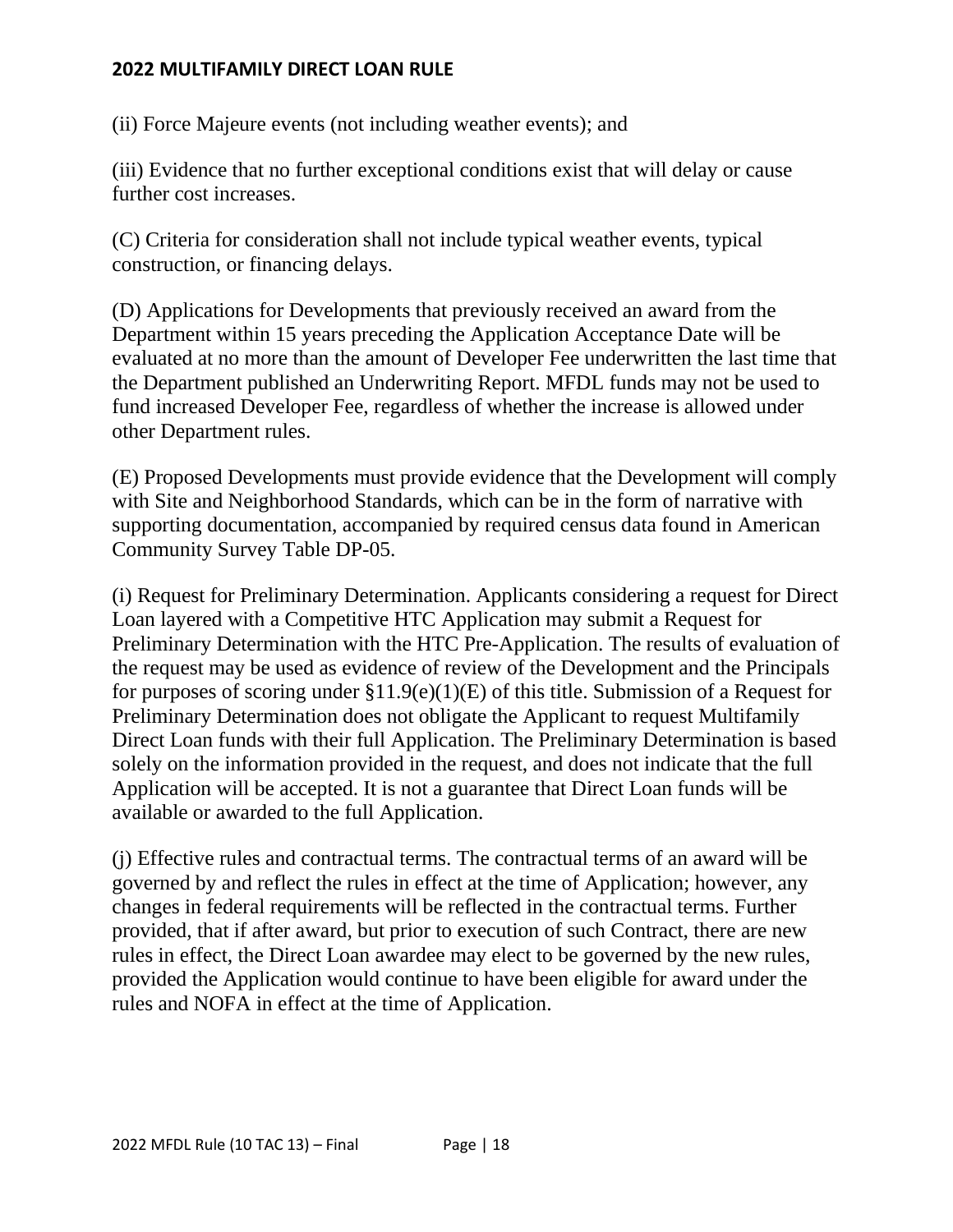(ii) Force Majeure events (not including weather events); and

(iii) Evidence that no further exceptional conditions exist that will delay or cause further cost increases.

(C) Criteria for consideration shall not include typical weather events, typical construction, or financing delays.

(D) Applications for Developments that previously received an award from the Department within 15 years preceding the Application Acceptance Date will be evaluated at no more than the amount of Developer Fee underwritten the last time that the Department published an Underwriting Report. MFDL funds may not be used to fund increased Developer Fee, regardless of whether the increase is allowed under other Department rules.

(E) Proposed Developments must provide evidence that the Development will comply with Site and Neighborhood Standards, which can be in the form of narrative with supporting documentation, accompanied by required census data found in American Community Survey Table DP-05.

(i) Request for Preliminary Determination. Applicants considering a request for Direct Loan layered with a Competitive HTC Application may submit a Request for Preliminary Determination with the HTC Pre-Application. The results of evaluation of the request may be used as evidence of review of the Development and the Principals for purposes of scoring under §11.9(e)(1)(E) of this title. Submission of a Request for Preliminary Determination does not obligate the Applicant to request Multifamily Direct Loan funds with their full Application. The Preliminary Determination is based solely on the information provided in the request, and does not indicate that the full Application will be accepted. It is not a guarantee that Direct Loan funds will be available or awarded to the full Application.

(j) Effective rules and contractual terms. The contractual terms of an award will be governed by and reflect the rules in effect at the time of Application; however, any changes in federal requirements will be reflected in the contractual terms. Further provided, that if after award, but prior to execution of such Contract, there are new rules in effect, the Direct Loan awardee may elect to be governed by the new rules, provided the Application would continue to have been eligible for award under the rules and NOFA in effect at the time of Application.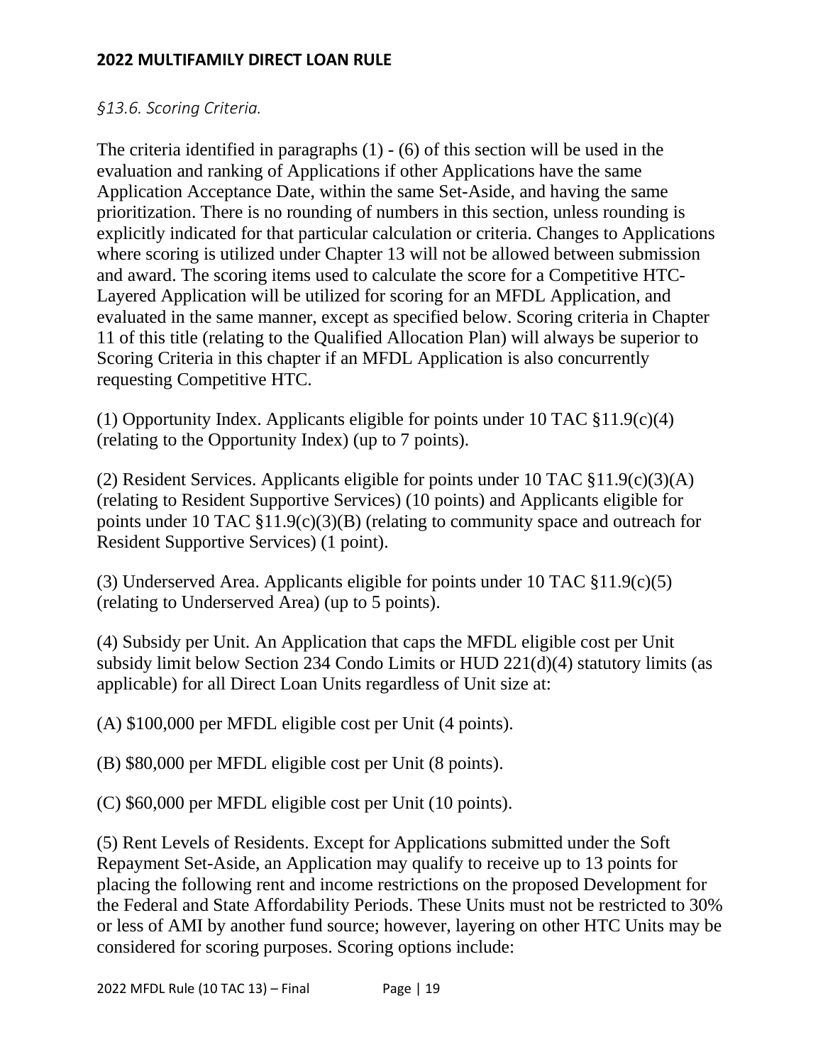*§13.6. Scoring Criteria.*

The criteria identified in paragraphs (1) - (6) of this section will be used in the evaluation and ranking of Applications if other Applications have the same Application Acceptance Date, within the same Set-Aside, and having the same prioritization. There is no rounding of numbers in this section, unless rounding is explicitly indicated for that particular calculation or criteria. Changes to Applications where scoring is utilized under Chapter 13 will not be allowed between submission and award. The scoring items used to calculate the score for a Competitive HTC-Layered Application will be utilized for scoring for an MFDL Application, and evaluated in the same manner, except as specified below. Scoring criteria in Chapter 11 of this title (relating to the Qualified Allocation Plan) will always be superior to Scoring Criteria in this chapter if an MFDL Application is also concurrently requesting Competitive HTC.

(1) Opportunity Index. Applicants eligible for points under 10 TAC §11.9(c)(4) (relating to the Opportunity Index) (up to 7 points).

(2) Resident Services. Applicants eligible for points under 10 TAC §11.9(c)(3)(A) (relating to Resident Supportive Services) (10 points) and Applicants eligible for points under 10 TAC §11.9(c)(3)(B) (relating to community space and outreach for Resident Supportive Services) (1 point).

(3) Underserved Area. Applicants eligible for points under 10 TAC §11.9(c)(5) (relating to Underserved Area) (up to 5 points).

(4) Subsidy per Unit. An Application that caps the MFDL eligible cost per Unit subsidy limit below Section 234 Condo Limits or HUD 221(d)(4) statutory limits (as applicable) for all Direct Loan Units regardless of Unit size at:

(A) $100,000 per MFDL eligible cost per Unit (4 points).

(B) $80,000 per MFDL eligible cost per Unit (8 points).

(C) $60,000 per MFDL eligible cost per Unit (10 points).

(5) Rent Levels of Residents. Except for Applications submitted under the Soft Repayment Set-Aside, an Application may qualify to receive up to 13 points for placing the following rent and income restrictions on the proposed Development for the Federal and State Affordability Periods. These Units must not be restricted to 30% or less of AMI by another fund source; however, layering on other HTC Units may be considered for scoring purposes. Scoring options include: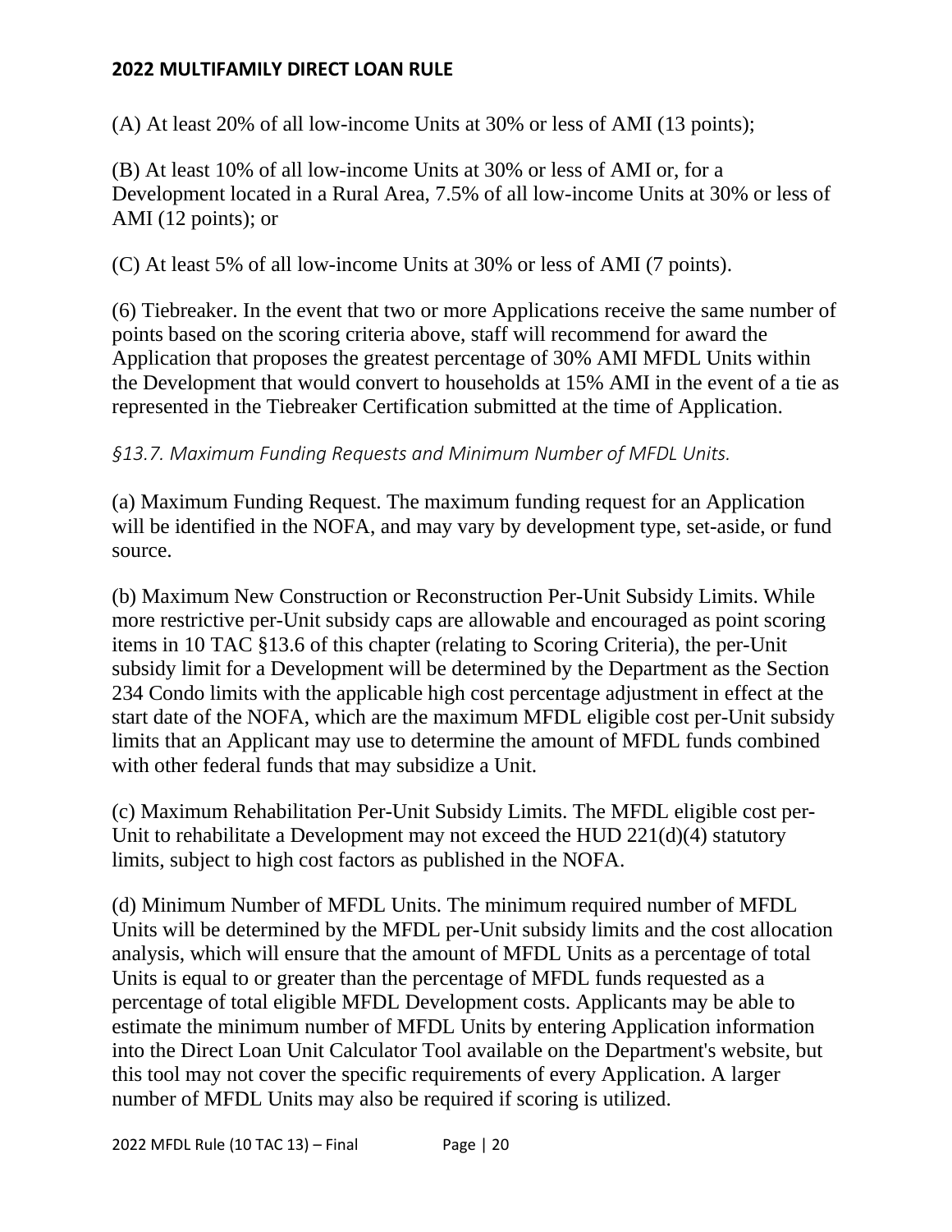(A) At least 20% of all low-income Units at 30% or less of AMI (13 points);

(B) At least 10% of all low-income Units at 30% or less of AMI or, for a Development located in a Rural Area, 7.5% of all low-income Units at 30% or less of AMI (12 points); or

(C) At least 5% of all low-income Units at 30% or less of AMI (7 points).

(6) Tiebreaker. In the event that two or more Applications receive the same number of points based on the scoring criteria above, staff will recommend for award the Application that proposes the greatest percentage of 30% AMI MFDL Units within the Development that would convert to households at 15% AMI in the event of a tie as represented in the Tiebreaker Certification submitted at the time of Application.

### *§13.7. Maximum Funding Requests and Minimum Number of MFDL Units.*

(a) Maximum Funding Request. The maximum funding request for an Application will be identified in the NOFA, and may vary by development type, set-aside, or fund source.

(b) Maximum New Construction or Reconstruction Per-Unit Subsidy Limits. While more restrictive per-Unit subsidy caps are allowable and encouraged as point scoring items in 10 TAC §13.6 of this chapter (relating to Scoring Criteria), the per-Unit subsidy limit for a Development will be determined by the Department as the Section 234 Condo limits with the applicable high cost percentage adjustment in effect at the start date of the NOFA, which are the maximum MFDL eligible cost per-Unit subsidy limits that an Applicant may use to determine the amount of MFDL funds combined with other federal funds that may subsidize a Unit.

(c) Maximum Rehabilitation Per-Unit Subsidy Limits. The MFDL eligible cost per-Unit to rehabilitate a Development may not exceed the HUD 221(d)(4) statutory limits, subject to high cost factors as published in the NOFA.

(d) Minimum Number of MFDL Units. The minimum required number of MFDL Units will be determined by the MFDL per-Unit subsidy limits and the cost allocation analysis, which will ensure that the amount of MFDL Units as a percentage of total Units is equal to or greater than the percentage of MFDL funds requested as a percentage of total eligible MFDL Development costs. Applicants may be able to estimate the minimum number of MFDL Units by entering Application information into the Direct Loan Unit Calculator Tool available on the Department's website, but this tool may not cover the specific requirements of every Application. A larger number of MFDL Units may also be required if scoring is utilized.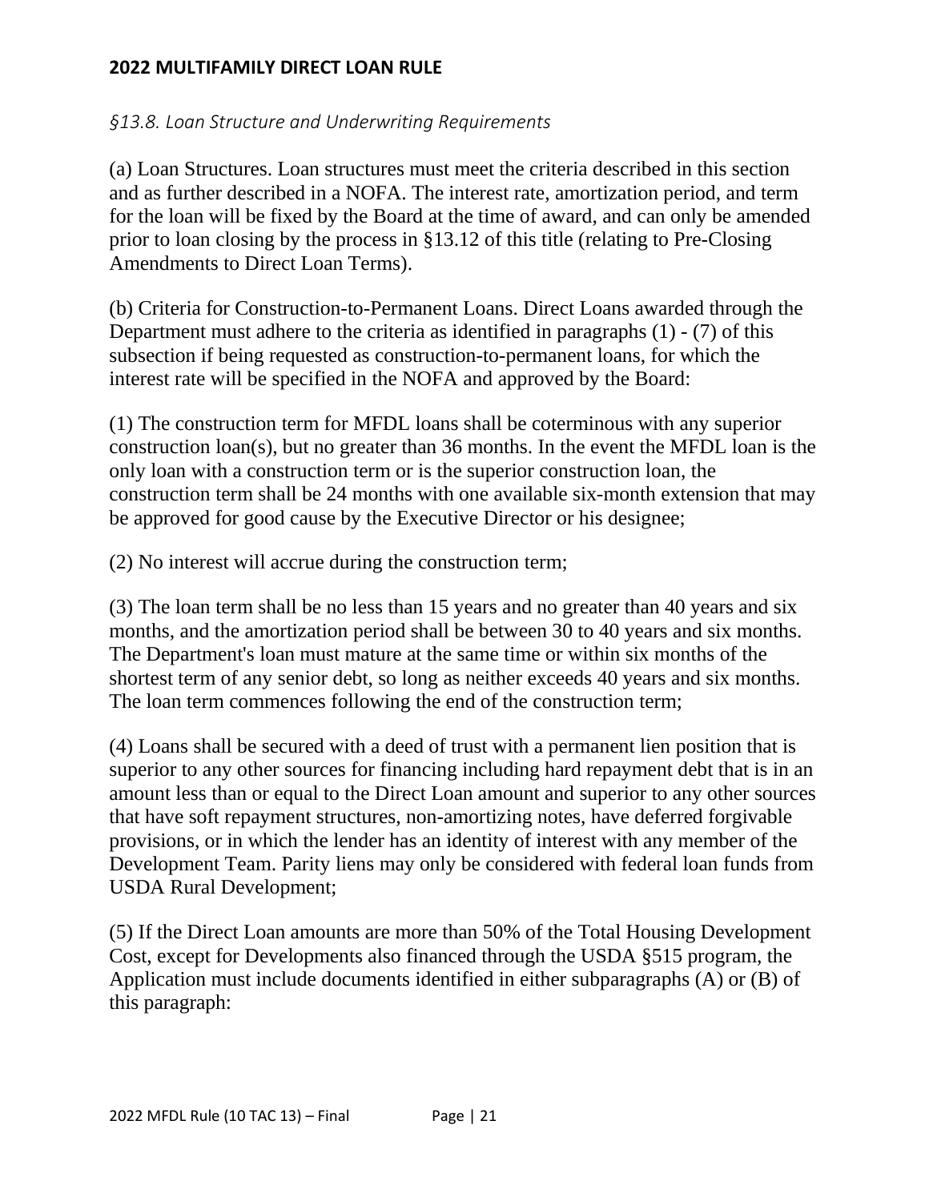### *§13.8. Loan Structure and Underwriting Requirements*

(a) Loan Structures. Loan structures must meet the criteria described in this section and as further described in a NOFA. The interest rate, amortization period, and term for the loan will be fixed by the Board at the time of award, and can only be amended prior to loan closing by the process in §13.12 of this title (relating to Pre-Closing Amendments to Direct Loan Terms).

(b) Criteria for Construction-to-Permanent Loans. Direct Loans awarded through the Department must adhere to the criteria as identified in paragraphs (1) - (7) of this subsection if being requested as construction-to-permanent loans, for which the interest rate will be specified in the NOFA and approved by the Board:

(1) The construction term for MFDL loans shall be coterminous with any superior construction loan(s), but no greater than 36 months. In the event the MFDL loan is the only loan with a construction term or is the superior construction loan, the construction term shall be 24 months with one available six-month extension that may be approved for good cause by the Executive Director or his designee;

(2) No interest will accrue during the construction term;

(3) The loan term shall be no less than 15 years and no greater than 40 years and six months, and the amortization period shall be between 30 to 40 years and six months. The Department's loan must mature at the same time or within six months of the shortest term of any senior debt, so long as neither exceeds 40 years and six months. The loan term commences following the end of the construction term;

(4) Loans shall be secured with a deed of trust with a permanent lien position that is superior to any other sources for financing including hard repayment debt that is in an amount less than or equal to the Direct Loan amount and superior to any other sources that have soft repayment structures, non-amortizing notes, have deferred forgivable provisions, or in which the lender has an identity of interest with any member of the Development Team. Parity liens may only be considered with federal loan funds from USDA Rural Development;

(5) If the Direct Loan amounts are more than 50% of the Total Housing Development Cost, except for Developments also financed through the USDA §515 program, the Application must include documents identified in either subparagraphs (A) or (B) of this paragraph: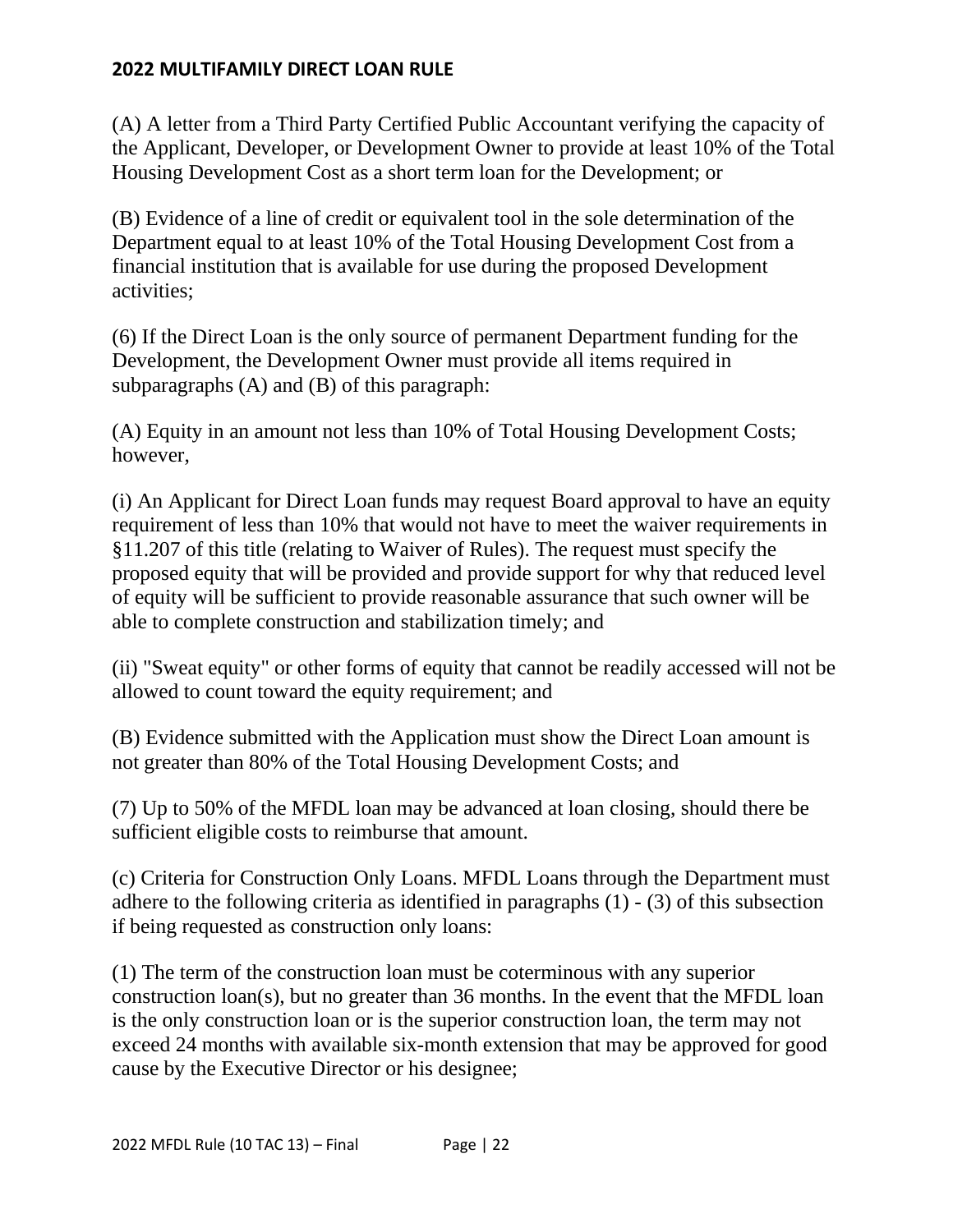(A) A letter from a Third Party Certified Public Accountant verifying the capacity of the Applicant, Developer, or Development Owner to provide at least 10% of the Total Housing Development Cost as a short term loan for the Development; or

(B) Evidence of a line of credit or equivalent tool in the sole determination of the Department equal to at least 10% of the Total Housing Development Cost from a financial institution that is available for use during the proposed Development activities;

(6) If the Direct Loan is the only source of permanent Department funding for the Development, the Development Owner must provide all items required in subparagraphs (A) and (B) of this paragraph:

(A) Equity in an amount not less than 10% of Total Housing Development Costs; however,

(i) An Applicant for Direct Loan funds may request Board approval to have an equity requirement of less than 10% that would not have to meet the waiver requirements in §11.207 of this title (relating to Waiver of Rules). The request must specify the proposed equity that will be provided and provide support for why that reduced level of equity will be sufficient to provide reasonable assurance that such owner will be able to complete construction and stabilization timely; and

(ii) "Sweat equity" or other forms of equity that cannot be readily accessed will not be allowed to count toward the equity requirement; and

(B) Evidence submitted with the Application must show the Direct Loan amount is not greater than 80% of the Total Housing Development Costs; and

(7) Up to 50% of the MFDL loan may be advanced at loan closing, should there be sufficient eligible costs to reimburse that amount.

(c) Criteria for Construction Only Loans. MFDL Loans through the Department must adhere to the following criteria as identified in paragraphs (1) - (3) of this subsection if being requested as construction only loans:

(1) The term of the construction loan must be coterminous with any superior construction loan(s), but no greater than 36 months. In the event that the MFDL loan is the only construction loan or is the superior construction loan, the term may not exceed 24 months with available six-month extension that may be approved for good cause by the Executive Director or his designee;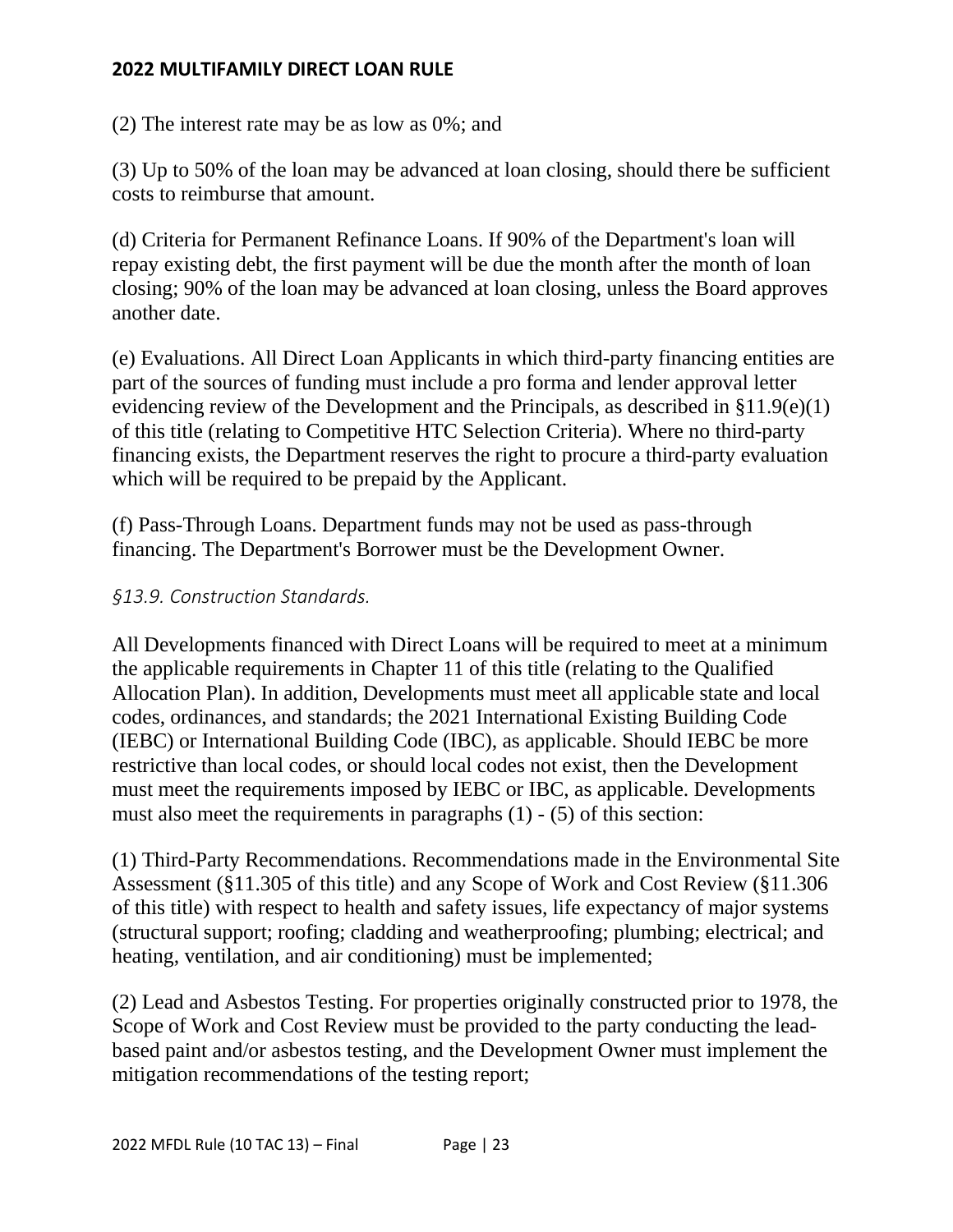(2) The interest rate may be as low as 0%; and

(3) Up to 50% of the loan may be advanced at loan closing, should there be sufficient costs to reimburse that amount.

(d) Criteria for Permanent Refinance Loans. If 90% of the Department's loan will repay existing debt, the first payment will be due the month after the month of loan closing; 90% of the loan may be advanced at loan closing, unless the Board approves another date.

(e) Evaluations. All Direct Loan Applicants in which third-party financing entities are part of the sources of funding must include a pro forma and lender approval letter evidencing review of the Development and the Principals, as described in §11.9(e)(1) of this title (relating to Competitive HTC Selection Criteria). Where no third-party financing exists, the Department reserves the right to procure a third-party evaluation which will be required to be prepaid by the Applicant.

(f) Pass-Through Loans. Department funds may not be used as pass-through financing. The Department's Borrower must be the Development Owner.

### *§13.9. Construction Standards.*

All Developments financed with Direct Loans will be required to meet at a minimum the applicable requirements in Chapter 11 of this title (relating to the Qualified Allocation Plan). In addition, Developments must meet all applicable state and local codes, ordinances, and standards; the 2021 International Existing Building Code (IEBC) or International Building Code (IBC), as applicable. Should IEBC be more restrictive than local codes, or should local codes not exist, then the Development must meet the requirements imposed by IEBC or IBC, as applicable. Developments must also meet the requirements in paragraphs (1) - (5) of this section:

(1) Third-Party Recommendations. Recommendations made in the Environmental Site Assessment (§11.305 of this title) and any Scope of Work and Cost Review (§11.306 of this title) with respect to health and safety issues, life expectancy of major systems (structural support; roofing; cladding and weatherproofing; plumbing; electrical; and heating, ventilation, and air conditioning) must be implemented;

(2) Lead and Asbestos Testing. For properties originally constructed prior to 1978, the Scope of Work and Cost Review must be provided to the party conducting the lead-based paint and/or asbestos testing, and the Development Owner must implement the mitigation recommendations of the testing report;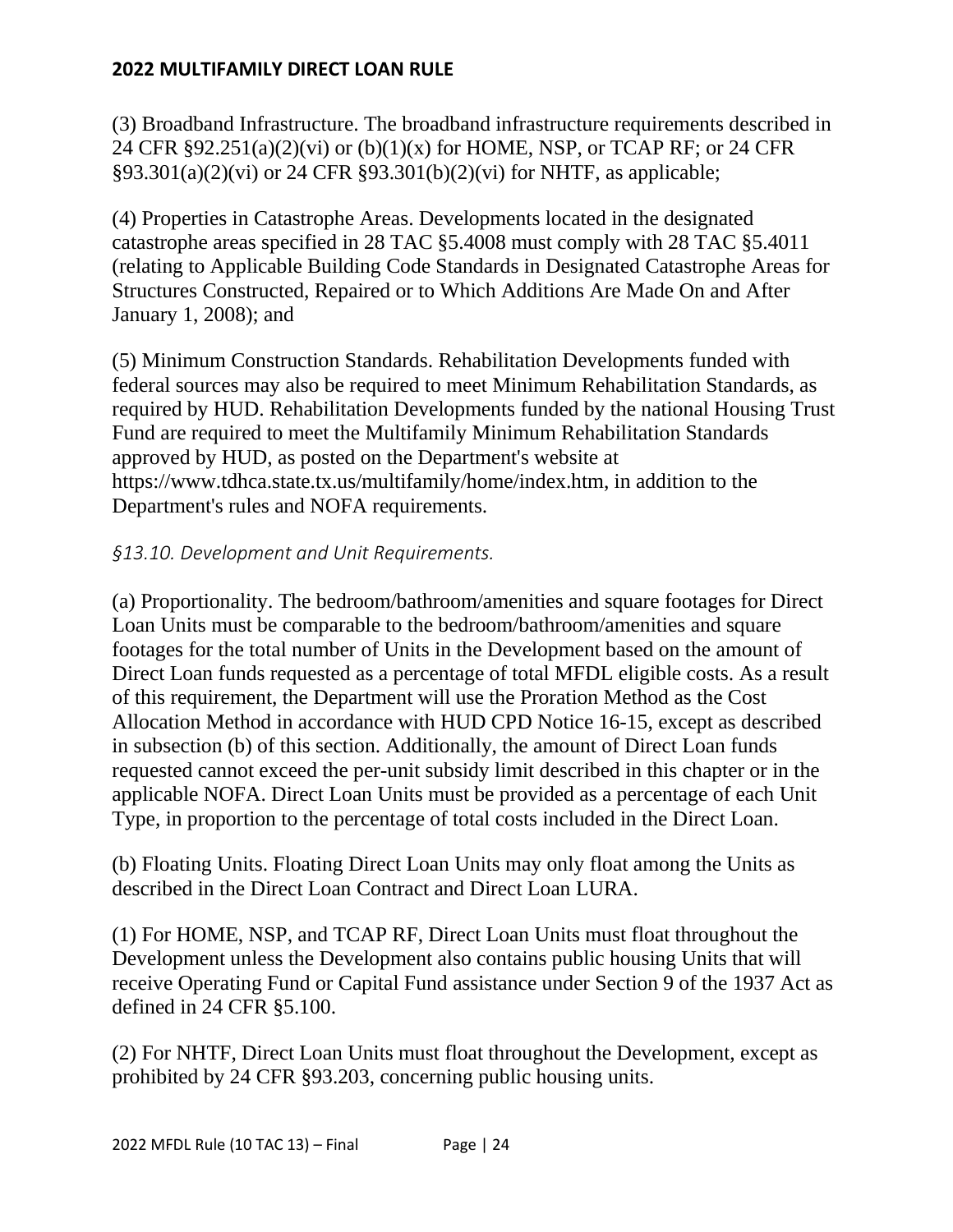(3) Broadband Infrastructure. The broadband infrastructure requirements described in 24 CFR §92.251(a)(2)(vi) or (b)(1)(x) for HOME, NSP, or TCAP RF; or 24 CFR §93.301(a)(2)(vi) or 24 CFR §93.301(b)(2)(vi) for NHTF, as applicable;

(4) Properties in Catastrophe Areas. Developments located in the designated catastrophe areas specified in 28 TAC §5.4008 must comply with 28 TAC §5.4011 (relating to Applicable Building Code Standards in Designated Catastrophe Areas for Structures Constructed, Repaired or to Which Additions Are Made On and After January 1, 2008); and

(5) Minimum Construction Standards. Rehabilitation Developments funded with federal sources may also be required to meet Minimum Rehabilitation Standards, as required by HUD. Rehabilitation Developments funded by the national Housing Trust Fund are required to meet the Multifamily Minimum Rehabilitation Standards approved by HUD, as posted on the Department's website at https://www.tdhca.state.tx.us/multifamily/home/index.htm, in addition to the Department's rules and NOFA requirements.

*§13.10. Development and Unit Requirements.*

(a) Proportionality. The bedroom/bathroom/amenities and square footages for Direct Loan Units must be comparable to the bedroom/bathroom/amenities and square footages for the total number of Units in the Development based on the amount of Direct Loan funds requested as a percentage of total MFDL eligible costs. As a result of this requirement, the Department will use the Proration Method as the Cost Allocation Method in accordance with HUD CPD Notice 16-15, except as described in subsection (b) of this section. Additionally, the amount of Direct Loan funds requested cannot exceed the per-unit subsidy limit described in this chapter or in the applicable NOFA. Direct Loan Units must be provided as a percentage of each Unit Type, in proportion to the percentage of total costs included in the Direct Loan.

(b) Floating Units. Floating Direct Loan Units may only float among the Units as described in the Direct Loan Contract and Direct Loan LURA.

(1) For HOME, NSP, and TCAP RF, Direct Loan Units must float throughout the Development unless the Development also contains public housing Units that will receive Operating Fund or Capital Fund assistance under Section 9 of the 1937 Act as defined in 24 CFR §5.100.

(2) For NHTF, Direct Loan Units must float throughout the Development, except as prohibited by 24 CFR §93.203, concerning public housing units.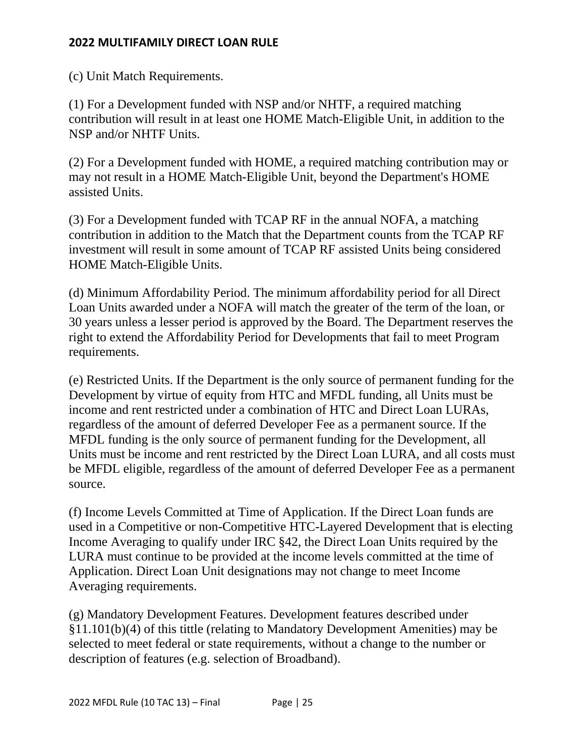(c) Unit Match Requirements.

(1) For a Development funded with NSP and/or NHTF, a required matching contribution will result in at least one HOME Match-Eligible Unit, in addition to the NSP and/or NHTF Units.

(2) For a Development funded with HOME, a required matching contribution may or may not result in a HOME Match-Eligible Unit, beyond the Department's HOME assisted Units.

(3) For a Development funded with TCAP RF in the annual NOFA, a matching contribution in addition to the Match that the Department counts from the TCAP RF investment will result in some amount of TCAP RF assisted Units being considered HOME Match-Eligible Units.

(d) Minimum Affordability Period. The minimum affordability period for all Direct Loan Units awarded under a NOFA will match the greater of the term of the loan, or 30 years unless a lesser period is approved by the Board. The Department reserves the right to extend the Affordability Period for Developments that fail to meet Program requirements.

(e) Restricted Units. If the Department is the only source of permanent funding for the Development by virtue of equity from HTC and MFDL funding, all Units must be income and rent restricted under a combination of HTC and Direct Loan LURAs, regardless of the amount of deferred Developer Fee as a permanent source. If the MFDL funding is the only source of permanent funding for the Development, all Units must be income and rent restricted by the Direct Loan LURA, and all costs must be MFDL eligible, regardless of the amount of deferred Developer Fee as a permanent source.

(f) Income Levels Committed at Time of Application. If the Direct Loan funds are used in a Competitive or non-Competitive HTC-Layered Development that is electing Income Averaging to qualify under IRC §42, the Direct Loan Units required by the LURA must continue to be provided at the income levels committed at the time of Application. Direct Loan Unit designations may not change to meet Income Averaging requirements.

(g) Mandatory Development Features. Development features described under §11.101(b)(4) of this tittle (relating to Mandatory Development Amenities) may be selected to meet federal or state requirements, without a change to the number or description of features (e.g. selection of Broadband).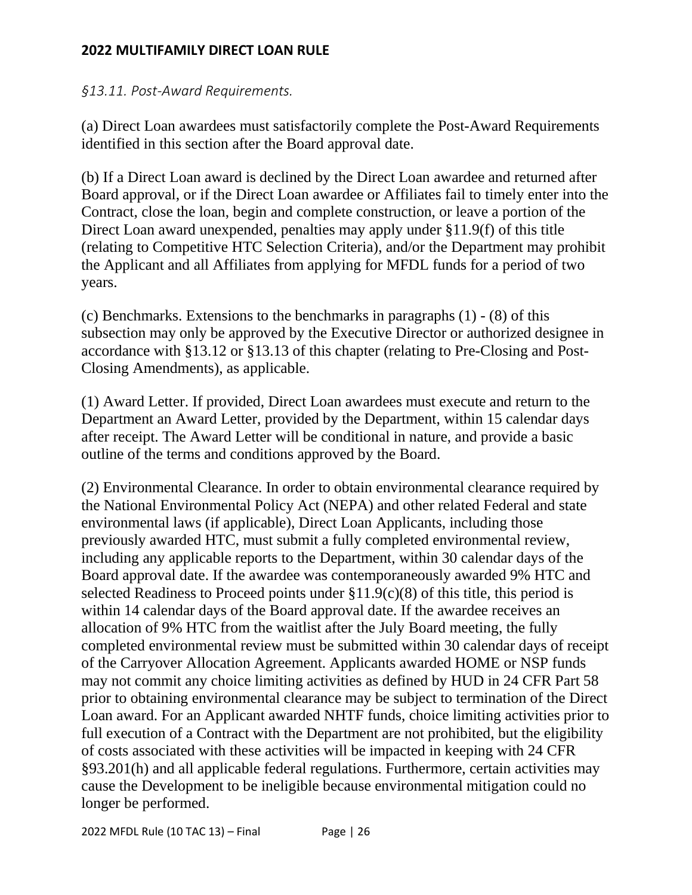*§13.11. Post-Award Requirements.*

(a) Direct Loan awardees must satisfactorily complete the Post-Award Requirements identified in this section after the Board approval date.

(b) If a Direct Loan award is declined by the Direct Loan awardee and returned after Board approval, or if the Direct Loan awardee or Affiliates fail to timely enter into the Contract, close the loan, begin and complete construction, or leave a portion of the Direct Loan award unexpended, penalties may apply under §11.9(f) of this title (relating to Competitive HTC Selection Criteria), and/or the Department may prohibit the Applicant and all Affiliates from applying for MFDL funds for a period of two years.

(c) Benchmarks. Extensions to the benchmarks in paragraphs (1) - (8) of this subsection may only be approved by the Executive Director or authorized designee in accordance with §13.12 or §13.13 of this chapter (relating to Pre-Closing and Post-Closing Amendments), as applicable.

(1) Award Letter. If provided, Direct Loan awardees must execute and return to the Department an Award Letter, provided by the Department, within 15 calendar days after receipt. The Award Letter will be conditional in nature, and provide a basic outline of the terms and conditions approved by the Board.

(2) Environmental Clearance. In order to obtain environmental clearance required by the National Environmental Policy Act (NEPA) and other related Federal and state environmental laws (if applicable), Direct Loan Applicants, including those previously awarded HTC, must submit a fully completed environmental review, including any applicable reports to the Department, within 30 calendar days of the Board approval date. If the awardee was contemporaneously awarded 9% HTC and selected Readiness to Proceed points under §11.9(c)(8) of this title, this period is within 14 calendar days of the Board approval date. If the awardee receives an allocation of 9% HTC from the waitlist after the July Board meeting, the fully completed environmental review must be submitted within 30 calendar days of receipt of the Carryover Allocation Agreement. Applicants awarded HOME or NSP funds may not commit any choice limiting activities as defined by HUD in 24 CFR Part 58 prior to obtaining environmental clearance may be subject to termination of the Direct Loan award. For an Applicant awarded NHTF funds, choice limiting activities prior to full execution of a Contract with the Department are not prohibited, but the eligibility of costs associated with these activities will be impacted in keeping with 24 CFR §93.201(h) and all applicable federal regulations. Furthermore, certain activities may cause the Development to be ineligible because environmental mitigation could no longer be performed.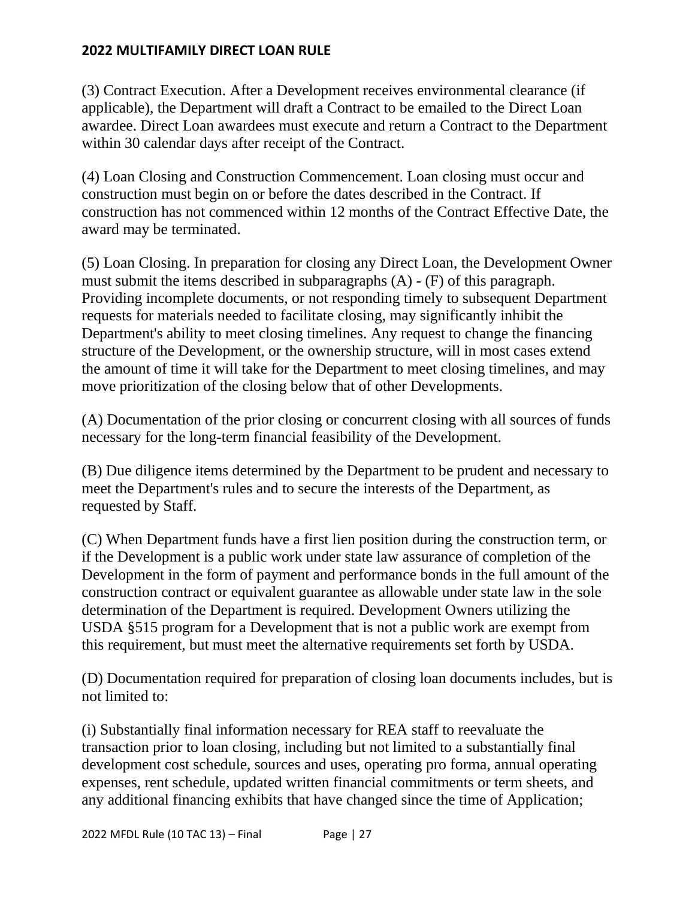(3) Contract Execution. After a Development receives environmental clearance (if applicable), the Department will draft a Contract to be emailed to the Direct Loan awardee. Direct Loan awardees must execute and return a Contract to the Department within 30 calendar days after receipt of the Contract.

(4) Loan Closing and Construction Commencement. Loan closing must occur and construction must begin on or before the dates described in the Contract. If construction has not commenced within 12 months of the Contract Effective Date, the award may be terminated.

(5) Loan Closing. In preparation for closing any Direct Loan, the Development Owner must submit the items described in subparagraphs (A) - (F) of this paragraph. Providing incomplete documents, or not responding timely to subsequent Department requests for materials needed to facilitate closing, may significantly inhibit the Department's ability to meet closing timelines. Any request to change the financing structure of the Development, or the ownership structure, will in most cases extend the amount of time it will take for the Department to meet closing timelines, and may move prioritization of the closing below that of other Developments.

(A) Documentation of the prior closing or concurrent closing with all sources of funds necessary for the long-term financial feasibility of the Development.

(B) Due diligence items determined by the Department to be prudent and necessary to meet the Department's rules and to secure the interests of the Department, as requested by Staff.

(C) When Department funds have a first lien position during the construction term, or if the Development is a public work under state law assurance of completion of the Development in the form of payment and performance bonds in the full amount of the construction contract or equivalent guarantee as allowable under state law in the sole determination of the Department is required. Development Owners utilizing the USDA §515 program for a Development that is not a public work are exempt from this requirement, but must meet the alternative requirements set forth by USDA.

(D) Documentation required for preparation of closing loan documents includes, but is not limited to:

(i) Substantially final information necessary for REA staff to reevaluate the transaction prior to loan closing, including but not limited to a substantially final development cost schedule, sources and uses, operating pro forma, annual operating expenses, rent schedule, updated written financial commitments or term sheets, and any additional financing exhibits that have changed since the time of Application;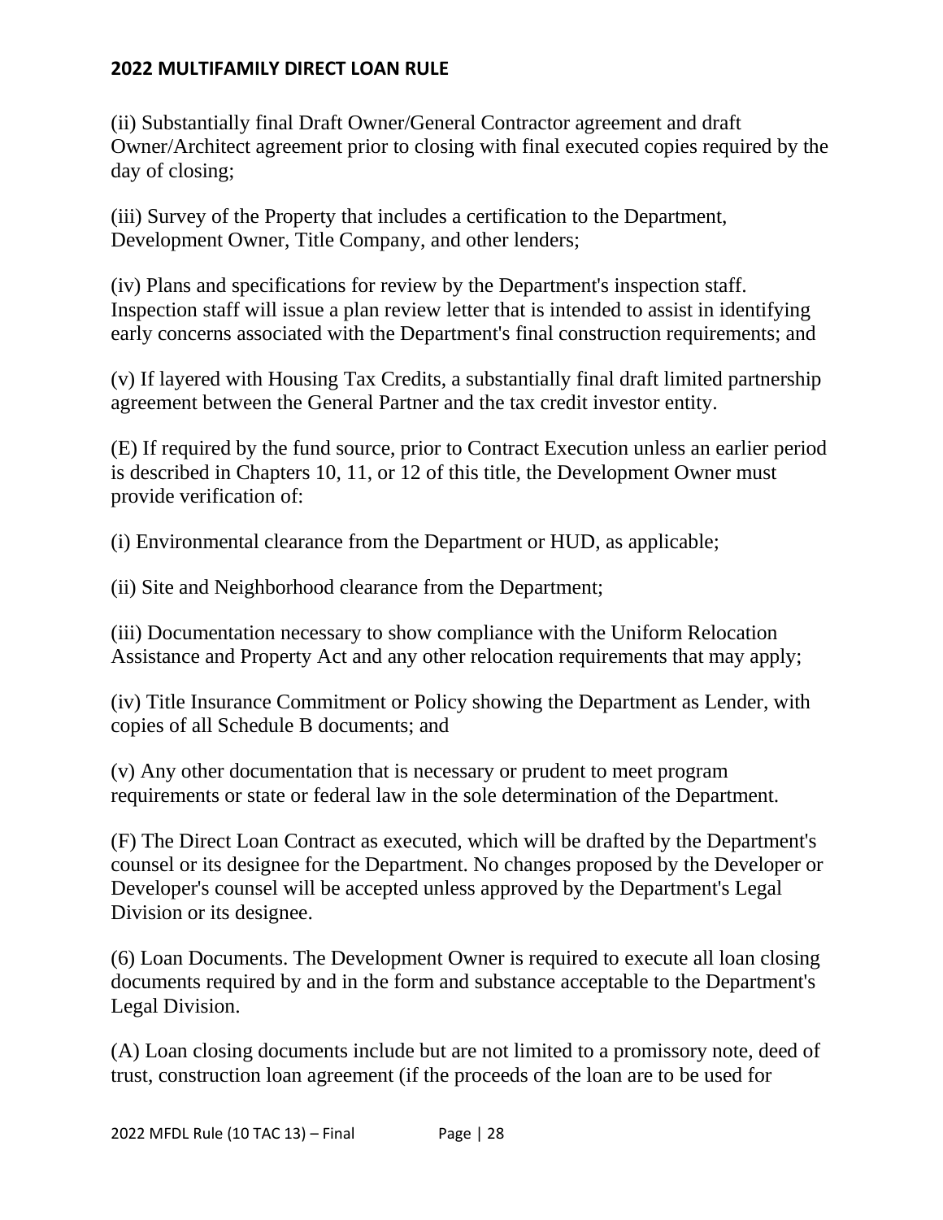(ii) Substantially final Draft Owner/General Contractor agreement and draft Owner/Architect agreement prior to closing with final executed copies required by the day of closing;

(iii) Survey of the Property that includes a certification to the Department, Development Owner, Title Company, and other lenders;

(iv) Plans and specifications for review by the Department's inspection staff. Inspection staff will issue a plan review letter that is intended to assist in identifying early concerns associated with the Department's final construction requirements; and

(v) If layered with Housing Tax Credits, a substantially final draft limited partnership agreement between the General Partner and the tax credit investor entity.

(E) If required by the fund source, prior to Contract Execution unless an earlier period is described in Chapters 10, 11, or 12 of this title, the Development Owner must provide verification of:

(i) Environmental clearance from the Department or HUD, as applicable;

(ii) Site and Neighborhood clearance from the Department;

(iii) Documentation necessary to show compliance with the Uniform Relocation Assistance and Property Act and any other relocation requirements that may apply;

(iv) Title Insurance Commitment or Policy showing the Department as Lender, with copies of all Schedule B documents; and

(v) Any other documentation that is necessary or prudent to meet program requirements or state or federal law in the sole determination of the Department.

(F) The Direct Loan Contract as executed, which will be drafted by the Department's counsel or its designee for the Department. No changes proposed by the Developer or Developer's counsel will be accepted unless approved by the Department's Legal Division or its designee.

(6) Loan Documents. The Development Owner is required to execute all loan closing documents required by and in the form and substance acceptable to the Department's Legal Division.

(A) Loan closing documents include but are not limited to a promissory note, deed of trust, construction loan agreement (if the proceeds of the loan are to be used for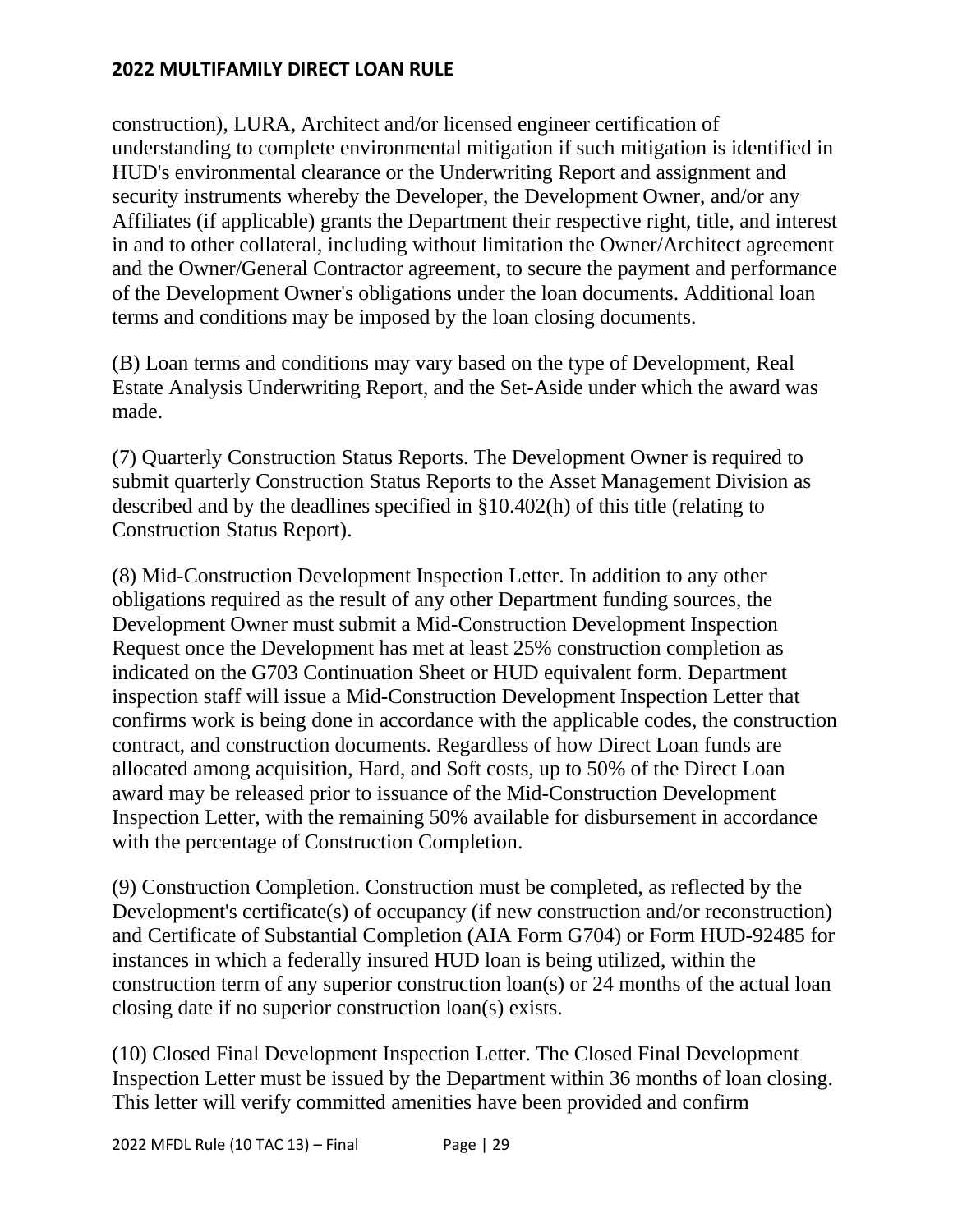construction), LURA, Architect and/or licensed engineer certification of understanding to complete environmental mitigation if such mitigation is identified in HUD's environmental clearance or the Underwriting Report and assignment and security instruments whereby the Developer, the Development Owner, and/or any Affiliates (if applicable) grants the Department their respective right, title, and interest in and to other collateral, including without limitation the Owner/Architect agreement and the Owner/General Contractor agreement, to secure the payment and performance of the Development Owner's obligations under the loan documents. Additional loan terms and conditions may be imposed by the loan closing documents.

(B) Loan terms and conditions may vary based on the type of Development, Real Estate Analysis Underwriting Report, and the Set-Aside under which the award was made.

(7) Quarterly Construction Status Reports. The Development Owner is required to submit quarterly Construction Status Reports to the Asset Management Division as described and by the deadlines specified in §10.402(h) of this title (relating to Construction Status Report).

(8) Mid-Construction Development Inspection Letter. In addition to any other obligations required as the result of any other Department funding sources, the Development Owner must submit a Mid-Construction Development Inspection Request once the Development has met at least 25% construction completion as indicated on the G703 Continuation Sheet or HUD equivalent form. Department inspection staff will issue a Mid-Construction Development Inspection Letter that confirms work is being done in accordance with the applicable codes, the construction contract, and construction documents. Regardless of how Direct Loan funds are allocated among acquisition, Hard, and Soft costs, up to 50% of the Direct Loan award may be released prior to issuance of the Mid-Construction Development Inspection Letter, with the remaining 50% available for disbursement in accordance with the percentage of Construction Completion.

(9) Construction Completion. Construction must be completed, as reflected by the Development's certificate(s) of occupancy (if new construction and/or reconstruction) and Certificate of Substantial Completion (AIA Form G704) or Form HUD-92485 for instances in which a federally insured HUD loan is being utilized, within the construction term of any superior construction loan(s) or 24 months of the actual loan closing date if no superior construction loan(s) exists.

(10) Closed Final Development Inspection Letter. The Closed Final Development Inspection Letter must be issued by the Department within 36 months of loan closing. This letter will verify committed amenities have been provided and confirm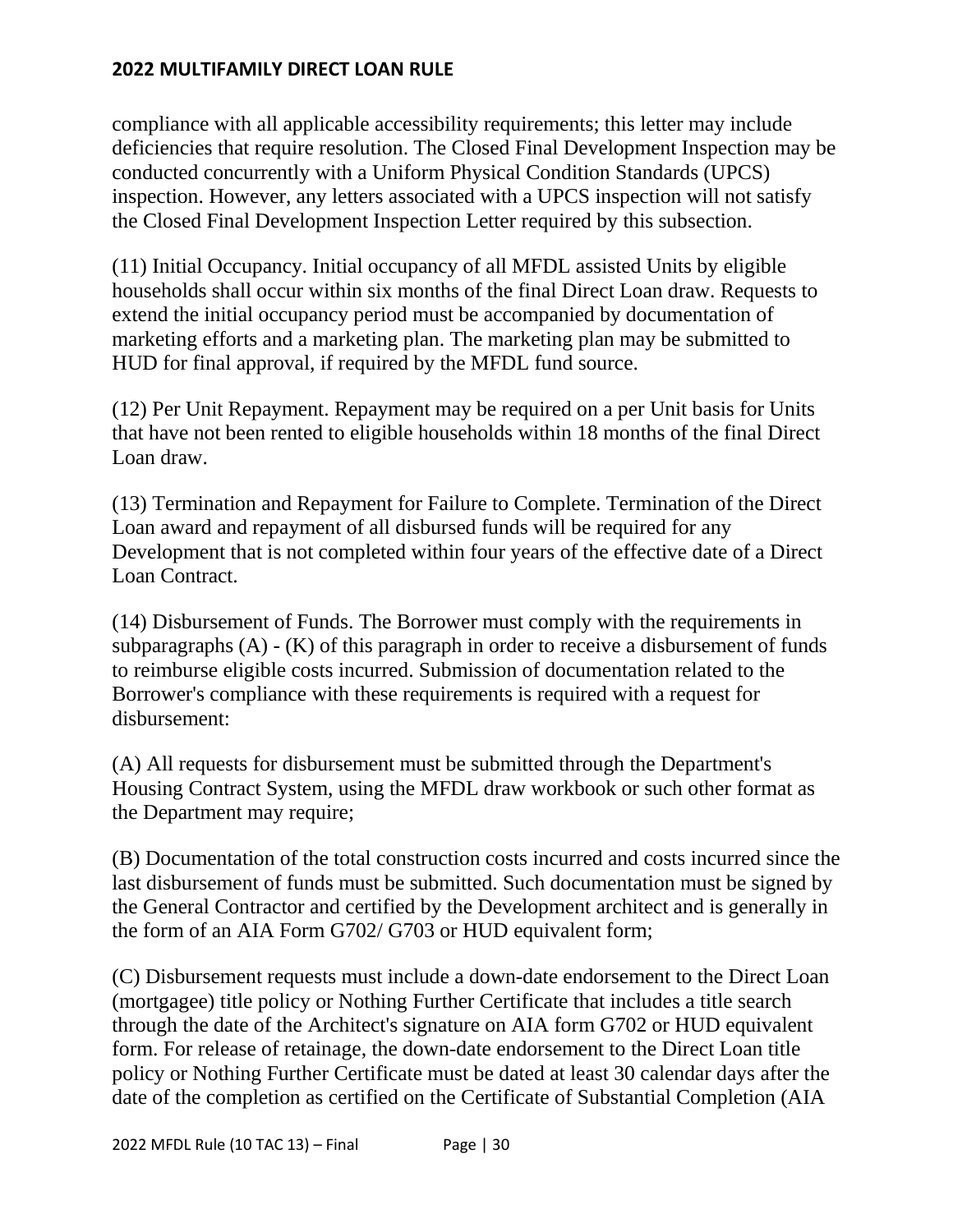compliance with all applicable accessibility requirements; this letter may include deficiencies that require resolution. The Closed Final Development Inspection may be conducted concurrently with a Uniform Physical Condition Standards (UPCS) inspection. However, any letters associated with a UPCS inspection will not satisfy the Closed Final Development Inspection Letter required by this subsection.

(11) Initial Occupancy. Initial occupancy of all MFDL assisted Units by eligible households shall occur within six months of the final Direct Loan draw. Requests to extend the initial occupancy period must be accompanied by documentation of marketing efforts and a marketing plan. The marketing plan may be submitted to HUD for final approval, if required by the MFDL fund source.

(12) Per Unit Repayment. Repayment may be required on a per Unit basis for Units that have not been rented to eligible households within 18 months of the final Direct Loan draw.

(13) Termination and Repayment for Failure to Complete. Termination of the Direct Loan award and repayment of all disbursed funds will be required for any Development that is not completed within four years of the effective date of a Direct Loan Contract.

(14) Disbursement of Funds. The Borrower must comply with the requirements in subparagraphs (A) - (K) of this paragraph in order to receive a disbursement of funds to reimburse eligible costs incurred. Submission of documentation related to the Borrower's compliance with these requirements is required with a request for disbursement:

(A) All requests for disbursement must be submitted through the Department's Housing Contract System, using the MFDL draw workbook or such other format as the Department may require;

(B) Documentation of the total construction costs incurred and costs incurred since the last disbursement of funds must be submitted. Such documentation must be signed by the General Contractor and certified by the Development architect and is generally in the form of an AIA Form G702/ G703 or HUD equivalent form;

(C) Disbursement requests must include a down-date endorsement to the Direct Loan (mortgagee) title policy or Nothing Further Certificate that includes a title search through the date of the Architect's signature on AIA form G702 or HUD equivalent form. For release of retainage, the down-date endorsement to the Direct Loan title policy or Nothing Further Certificate must be dated at least 30 calendar days after the date of the completion as certified on the Certificate of Substantial Completion (AIA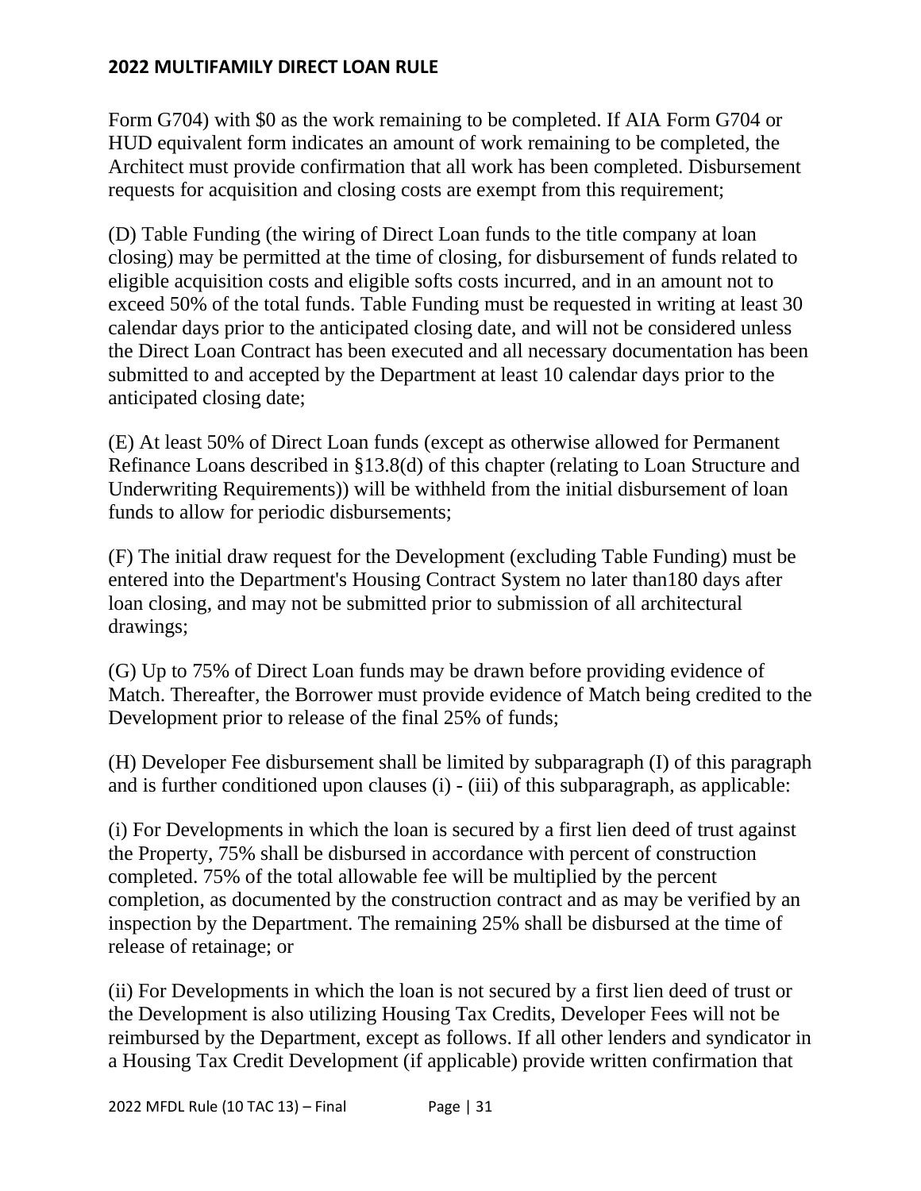Form G704) with $0 as the work remaining to be completed. If AIA Form G704 or HUD equivalent form indicates an amount of work remaining to be completed, the Architect must provide confirmation that all work has been completed. Disbursement requests for acquisition and closing costs are exempt from this requirement;

(D) Table Funding (the wiring of Direct Loan funds to the title company at loan closing) may be permitted at the time of closing, for disbursement of funds related to eligible acquisition costs and eligible softs costs incurred, and in an amount not to exceed 50% of the total funds. Table Funding must be requested in writing at least 30 calendar days prior to the anticipated closing date, and will not be considered unless the Direct Loan Contract has been executed and all necessary documentation has been submitted to and accepted by the Department at least 10 calendar days prior to the anticipated closing date;

(E) At least 50% of Direct Loan funds (except as otherwise allowed for Permanent Refinance Loans described in §13.8(d) of this chapter (relating to Loan Structure and Underwriting Requirements)) will be withheld from the initial disbursement of loan funds to allow for periodic disbursements;

(F) The initial draw request for the Development (excluding Table Funding) must be entered into the Department's Housing Contract System no later than180 days after loan closing, and may not be submitted prior to submission of all architectural drawings;

(G) Up to 75% of Direct Loan funds may be drawn before providing evidence of Match. Thereafter, the Borrower must provide evidence of Match being credited to the Development prior to release of the final 25% of funds;

(H) Developer Fee disbursement shall be limited by subparagraph (I) of this paragraph and is further conditioned upon clauses (i) - (iii) of this subparagraph, as applicable:

(i) For Developments in which the loan is secured by a first lien deed of trust against the Property, 75% shall be disbursed in accordance with percent of construction completed. 75% of the total allowable fee will be multiplied by the percent completion, as documented by the construction contract and as may be verified by an inspection by the Department. The remaining 25% shall be disbursed at the time of release of retainage; or

(ii) For Developments in which the loan is not secured by a first lien deed of trust or the Development is also utilizing Housing Tax Credits, Developer Fees will not be reimbursed by the Department, except as follows. If all other lenders and syndicator in a Housing Tax Credit Development (if applicable) provide written confirmation that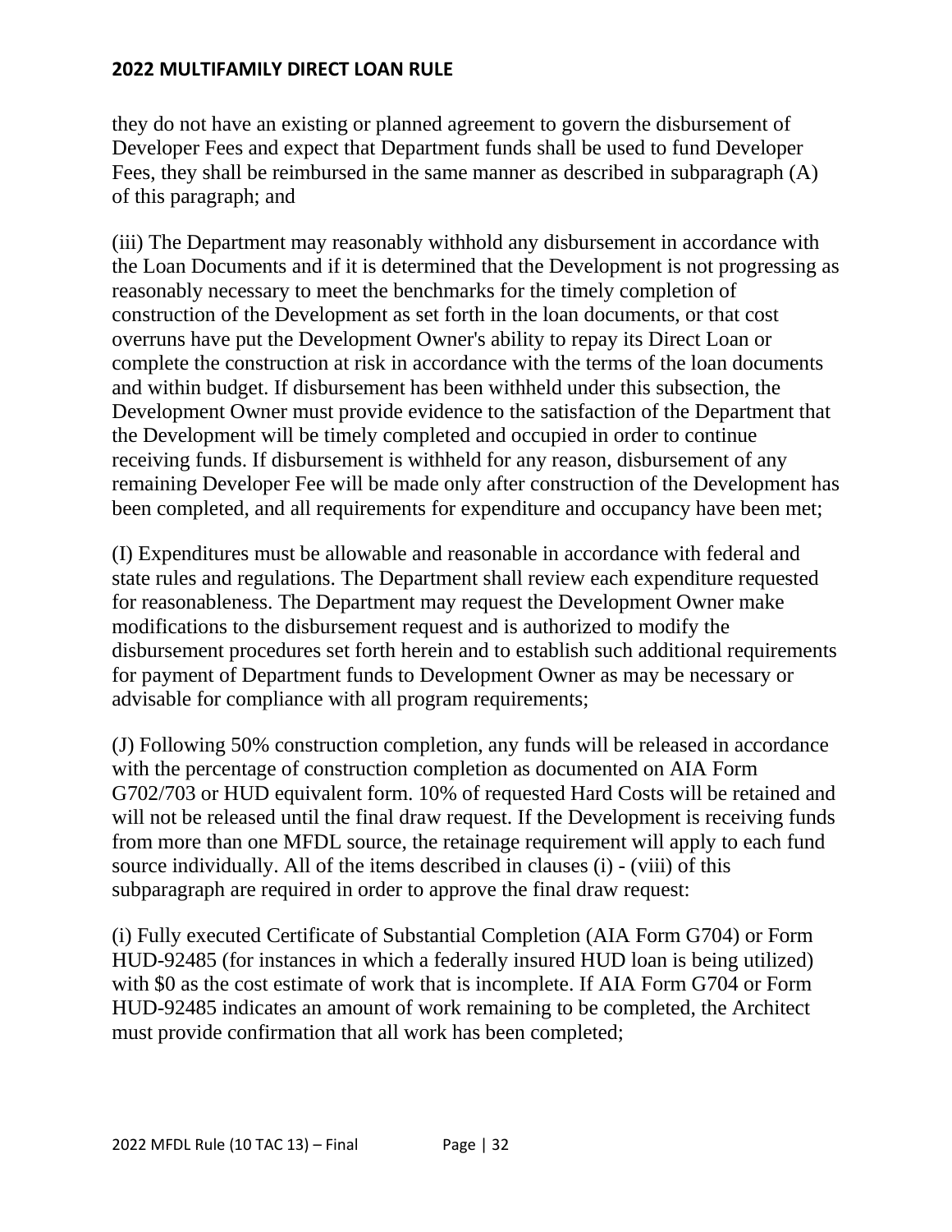they do not have an existing or planned agreement to govern the disbursement of Developer Fees and expect that Department funds shall be used to fund Developer Fees, they shall be reimbursed in the same manner as described in subparagraph (A) of this paragraph; and

(iii) The Department may reasonably withhold any disbursement in accordance with the Loan Documents and if it is determined that the Development is not progressing as reasonably necessary to meet the benchmarks for the timely completion of construction of the Development as set forth in the loan documents, or that cost overruns have put the Development Owner's ability to repay its Direct Loan or complete the construction at risk in accordance with the terms of the loan documents and within budget. If disbursement has been withheld under this subsection, the Development Owner must provide evidence to the satisfaction of the Department that the Development will be timely completed and occupied in order to continue receiving funds. If disbursement is withheld for any reason, disbursement of any remaining Developer Fee will be made only after construction of the Development has been completed, and all requirements for expenditure and occupancy have been met;

(I) Expenditures must be allowable and reasonable in accordance with federal and state rules and regulations. The Department shall review each expenditure requested for reasonableness. The Department may request the Development Owner make modifications to the disbursement request and is authorized to modify the disbursement procedures set forth herein and to establish such additional requirements for payment of Department funds to Development Owner as may be necessary or advisable for compliance with all program requirements;

(J) Following 50% construction completion, any funds will be released in accordance with the percentage of construction completion as documented on AIA Form G702/703 or HUD equivalent form. 10% of requested Hard Costs will be retained and will not be released until the final draw request. If the Development is receiving funds from more than one MFDL source, the retainage requirement will apply to each fund source individually. All of the items described in clauses (i) - (viii) of this subparagraph are required in order to approve the final draw request:

(i) Fully executed Certificate of Substantial Completion (AIA Form G704) or Form HUD-92485 (for instances in which a federally insured HUD loan is being utilized) with $0 as the cost estimate of work that is incomplete. If AIA Form G704 or Form HUD-92485 indicates an amount of work remaining to be completed, the Architect must provide confirmation that all work has been completed;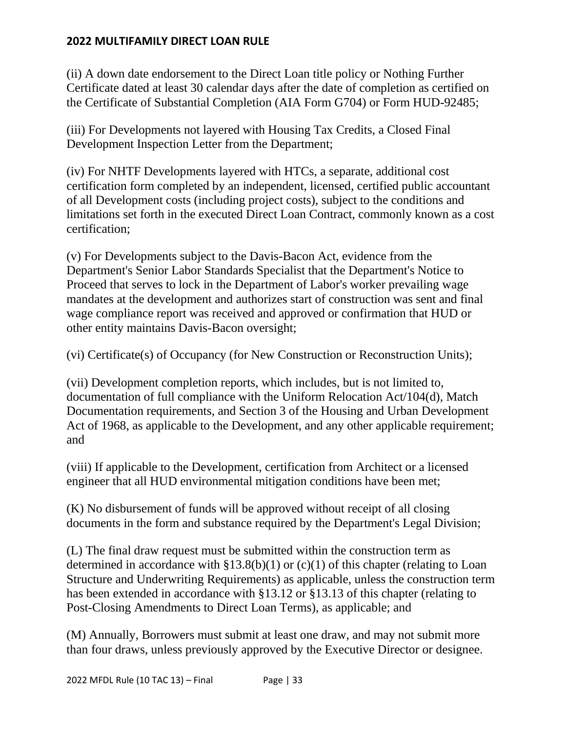(ii) A down date endorsement to the Direct Loan title policy or Nothing Further Certificate dated at least 30 calendar days after the date of completion as certified on the Certificate of Substantial Completion (AIA Form G704) or Form HUD-92485;

(iii) For Developments not layered with Housing Tax Credits, a Closed Final Development Inspection Letter from the Department;

(iv) For NHTF Developments layered with HTCs, a separate, additional cost certification form completed by an independent, licensed, certified public accountant of all Development costs (including project costs), subject to the conditions and limitations set forth in the executed Direct Loan Contract, commonly known as a cost certification;

(v) For Developments subject to the Davis-Bacon Act, evidence from the Department's Senior Labor Standards Specialist that the Department's Notice to Proceed that serves to lock in the Department of Labor's worker prevailing wage mandates at the development and authorizes start of construction was sent and final wage compliance report was received and approved or confirmation that HUD or other entity maintains Davis-Bacon oversight;

(vi) Certificate(s) of Occupancy (for New Construction or Reconstruction Units);

(vii) Development completion reports, which includes, but is not limited to, documentation of full compliance with the Uniform Relocation Act/104(d), Match Documentation requirements, and Section 3 of the Housing and Urban Development Act of 1968, as applicable to the Development, and any other applicable requirement; and

(viii) If applicable to the Development, certification from Architect or a licensed engineer that all HUD environmental mitigation conditions have been met;

(K) No disbursement of funds will be approved without receipt of all closing documents in the form and substance required by the Department's Legal Division;

(L) The final draw request must be submitted within the construction term as determined in accordance with §13.8(b)(1) or (c)(1) of this chapter (relating to Loan Structure and Underwriting Requirements) as applicable, unless the construction term has been extended in accordance with §13.12 or §13.13 of this chapter (relating to Post-Closing Amendments to Direct Loan Terms), as applicable; and

(M) Annually, Borrowers must submit at least one draw, and may not submit more than four draws, unless previously approved by the Executive Director or designee.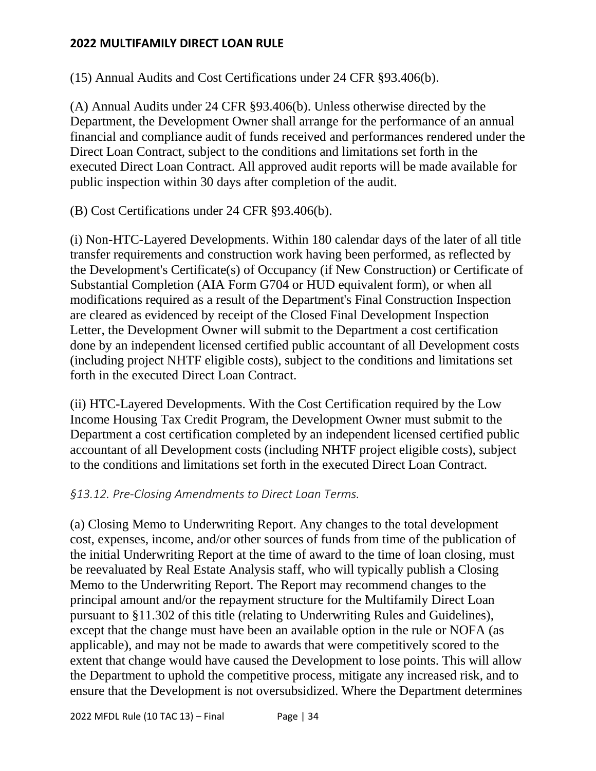(15) Annual Audits and Cost Certifications under 24 CFR §93.406(b).

(A) Annual Audits under 24 CFR §93.406(b). Unless otherwise directed by the Department, the Development Owner shall arrange for the performance of an annual financial and compliance audit of funds received and performances rendered under the Direct Loan Contract, subject to the conditions and limitations set forth in the executed Direct Loan Contract. All approved audit reports will be made available for public inspection within 30 days after completion of the audit.

(B) Cost Certifications under 24 CFR §93.406(b).

(i) Non-HTC-Layered Developments. Within 180 calendar days of the later of all title transfer requirements and construction work having been performed, as reflected by the Development's Certificate(s) of Occupancy (if New Construction) or Certificate of Substantial Completion (AIA Form G704 or HUD equivalent form), or when all modifications required as a result of the Department's Final Construction Inspection are cleared as evidenced by receipt of the Closed Final Development Inspection Letter, the Development Owner will submit to the Department a cost certification done by an independent licensed certified public accountant of all Development costs (including project NHTF eligible costs), subject to the conditions and limitations set forth in the executed Direct Loan Contract.

(ii) HTC-Layered Developments. With the Cost Certification required by the Low Income Housing Tax Credit Program, the Development Owner must submit to the Department a cost certification completed by an independent licensed certified public accountant of all Development costs (including NHTF project eligible costs), subject to the conditions and limitations set forth in the executed Direct Loan Contract.

### *§13.12. Pre-Closing Amendments to Direct Loan Terms.*

(a) Closing Memo to Underwriting Report. Any changes to the total development cost, expenses, income, and/or other sources of funds from time of the publication of the initial Underwriting Report at the time of award to the time of loan closing, must be reevaluated by Real Estate Analysis staff, who will typically publish a Closing Memo to the Underwriting Report. The Report may recommend changes to the principal amount and/or the repayment structure for the Multifamily Direct Loan pursuant to §11.302 of this title (relating to Underwriting Rules and Guidelines), except that the change must have been an available option in the rule or NOFA (as applicable), and may not be made to awards that were competitively scored to the extent that change would have caused the Development to lose points. This will allow the Department to uphold the competitive process, mitigate any increased risk, and to ensure that the Development is not oversubsidized. Where the Department determines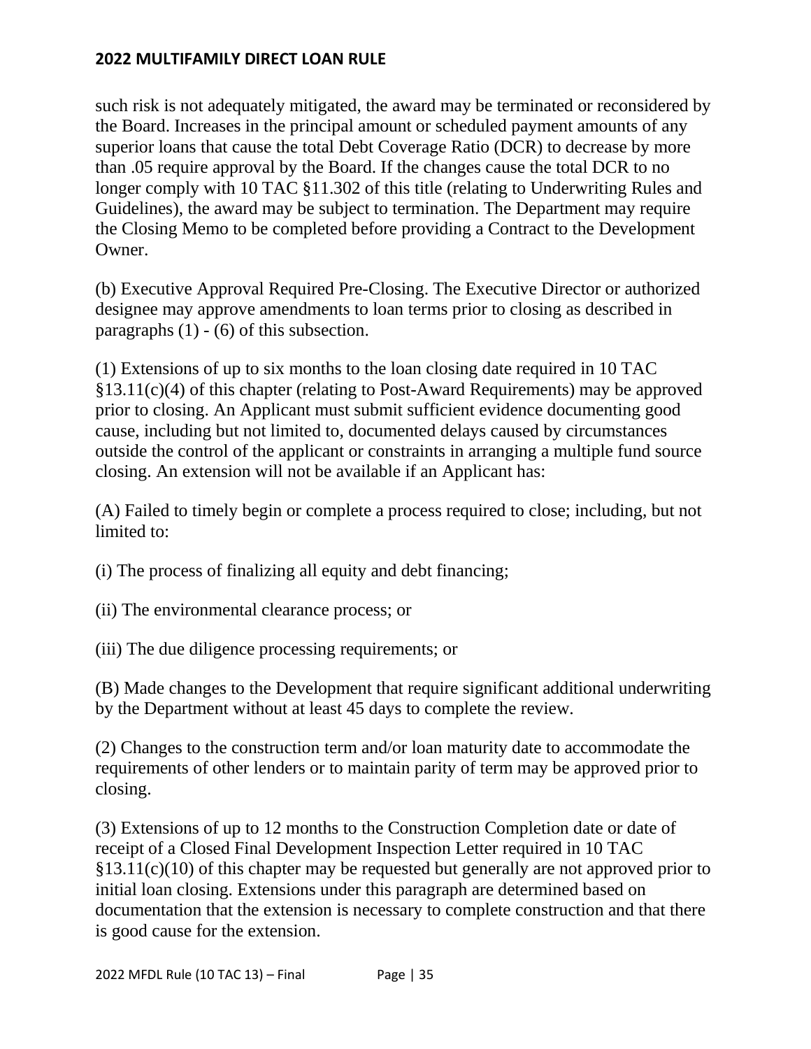such risk is not adequately mitigated, the award may be terminated or reconsidered by the Board. Increases in the principal amount or scheduled payment amounts of any superior loans that cause the total Debt Coverage Ratio (DCR) to decrease by more than .05 require approval by the Board. If the changes cause the total DCR to no longer comply with 10 TAC §11.302 of this title (relating to Underwriting Rules and Guidelines), the award may be subject to termination. The Department may require the Closing Memo to be completed before providing a Contract to the Development Owner.

(b) Executive Approval Required Pre-Closing. The Executive Director or authorized designee may approve amendments to loan terms prior to closing as described in paragraphs (1) - (6) of this subsection.

(1) Extensions of up to six months to the loan closing date required in 10 TAC §13.11(c)(4) of this chapter (relating to Post-Award Requirements) may be approved prior to closing. An Applicant must submit sufficient evidence documenting good cause, including but not limited to, documented delays caused by circumstances outside the control of the applicant or constraints in arranging a multiple fund source closing. An extension will not be available if an Applicant has:

(A) Failed to timely begin or complete a process required to close; including, but not limited to:

(i) The process of finalizing all equity and debt financing;

(ii) The environmental clearance process; or

(iii) The due diligence processing requirements; or

(B) Made changes to the Development that require significant additional underwriting by the Department without at least 45 days to complete the review.

(2) Changes to the construction term and/or loan maturity date to accommodate the requirements of other lenders or to maintain parity of term may be approved prior to closing.

(3) Extensions of up to 12 months to the Construction Completion date or date of receipt of a Closed Final Development Inspection Letter required in 10 TAC §13.11(c)(10) of this chapter may be requested but generally are not approved prior to initial loan closing. Extensions under this paragraph are determined based on documentation that the extension is necessary to complete construction and that there is good cause for the extension.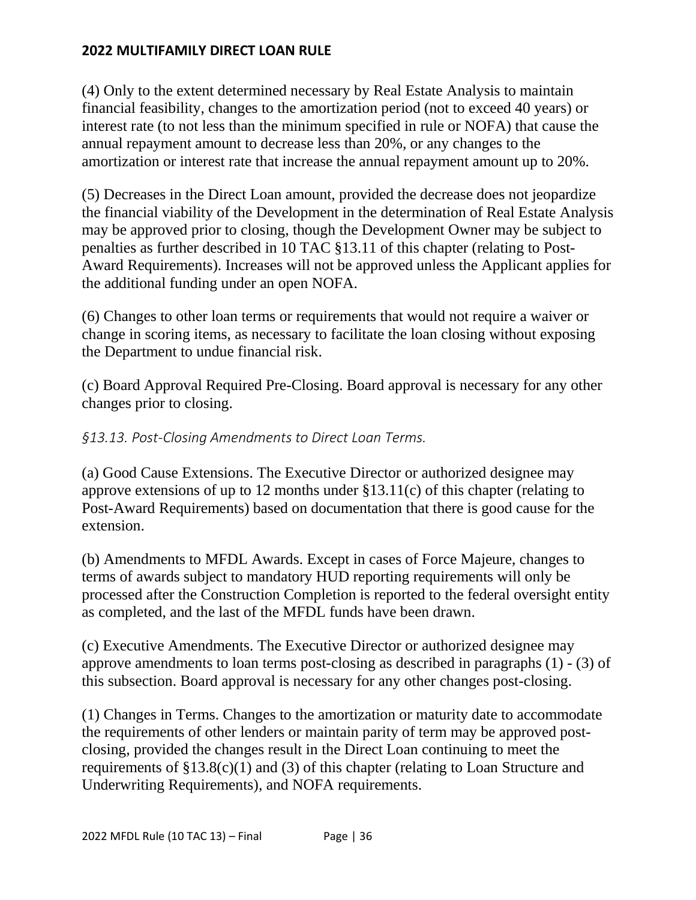(4) Only to the extent determined necessary by Real Estate Analysis to maintain financial feasibility, changes to the amortization period (not to exceed 40 years) or interest rate (to not less than the minimum specified in rule or NOFA) that cause the annual repayment amount to decrease less than 20%, or any changes to the amortization or interest rate that increase the annual repayment amount up to 20%.

(5) Decreases in the Direct Loan amount, provided the decrease does not jeopardize the financial viability of the Development in the determination of Real Estate Analysis may be approved prior to closing, though the Development Owner may be subject to penalties as further described in 10 TAC §13.11 of this chapter (relating to Post-Award Requirements). Increases will not be approved unless the Applicant applies for the additional funding under an open NOFA.

(6) Changes to other loan terms or requirements that would not require a waiver or change in scoring items, as necessary to facilitate the loan closing without exposing the Department to undue financial risk.

(c) Board Approval Required Pre-Closing. Board approval is necessary for any other changes prior to closing.

### *§13.13. Post-Closing Amendments to Direct Loan Terms.*

(a) Good Cause Extensions. The Executive Director or authorized designee may approve extensions of up to 12 months under §13.11(c) of this chapter (relating to Post-Award Requirements) based on documentation that there is good cause for the extension.

(b) Amendments to MFDL Awards. Except in cases of Force Majeure, changes to terms of awards subject to mandatory HUD reporting requirements will only be processed after the Construction Completion is reported to the federal oversight entity as completed, and the last of the MFDL funds have been drawn.

(c) Executive Amendments. The Executive Director or authorized designee may approve amendments to loan terms post-closing as described in paragraphs (1) - (3) of this subsection. Board approval is necessary for any other changes post-closing.

(1) Changes in Terms. Changes to the amortization or maturity date to accommodate the requirements of other lenders or maintain parity of term may be approved post-closing, provided the changes result in the Direct Loan continuing to meet the requirements of §13.8(c)(1) and (3) of this chapter (relating to Loan Structure and Underwriting Requirements), and NOFA requirements.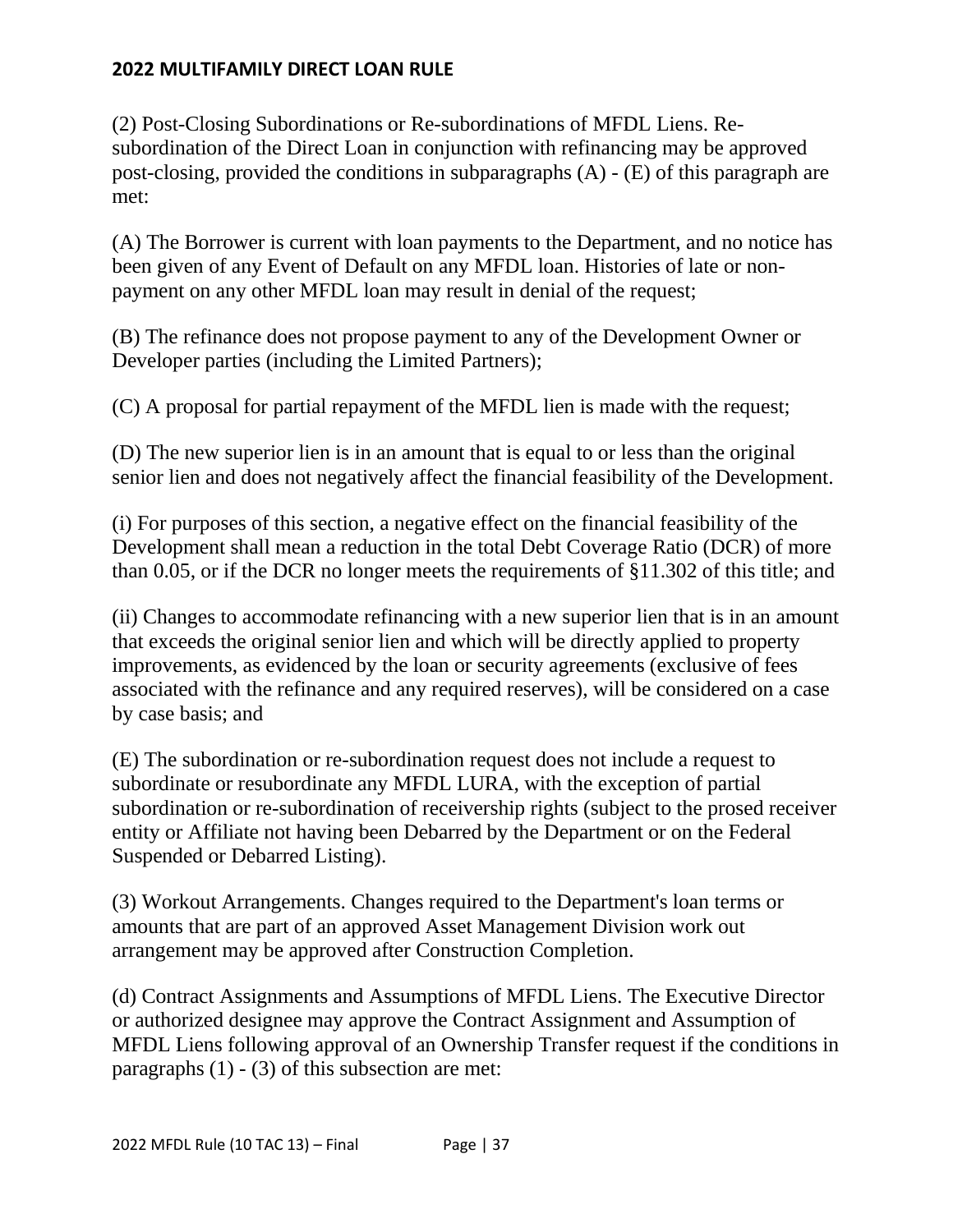(2) Post-Closing Subordinations or Re-subordinations of MFDL Liens. Re-subordination of the Direct Loan in conjunction with refinancing may be approved post-closing, provided the conditions in subparagraphs (A) - (E) of this paragraph are met:

(A) The Borrower is current with loan payments to the Department, and no notice has been given of any Event of Default on any MFDL loan. Histories of late or non-payment on any other MFDL loan may result in denial of the request;

(B) The refinance does not propose payment to any of the Development Owner or Developer parties (including the Limited Partners);

(C) A proposal for partial repayment of the MFDL lien is made with the request;

(D) The new superior lien is in an amount that is equal to or less than the original senior lien and does not negatively affect the financial feasibility of the Development.

(i) For purposes of this section, a negative effect on the financial feasibility of the Development shall mean a reduction in the total Debt Coverage Ratio (DCR) of more than 0.05, or if the DCR no longer meets the requirements of §11.302 of this title; and

(ii) Changes to accommodate refinancing with a new superior lien that is in an amount that exceeds the original senior lien and which will be directly applied to property improvements, as evidenced by the loan or security agreements (exclusive of fees associated with the refinance and any required reserves), will be considered on a case by case basis; and

(E) The subordination or re-subordination request does not include a request to subordinate or resubordinate any MFDL LURA, with the exception of partial subordination or re-subordination of receivership rights (subject to the prosed receiver entity or Affiliate not having been Debarred by the Department or on the Federal Suspended or Debarred Listing).

(3) Workout Arrangements. Changes required to the Department's loan terms or amounts that are part of an approved Asset Management Division work out arrangement may be approved after Construction Completion.

(d) Contract Assignments and Assumptions of MFDL Liens. The Executive Director or authorized designee may approve the Contract Assignment and Assumption of MFDL Liens following approval of an Ownership Transfer request if the conditions in paragraphs (1) - (3) of this subsection are met: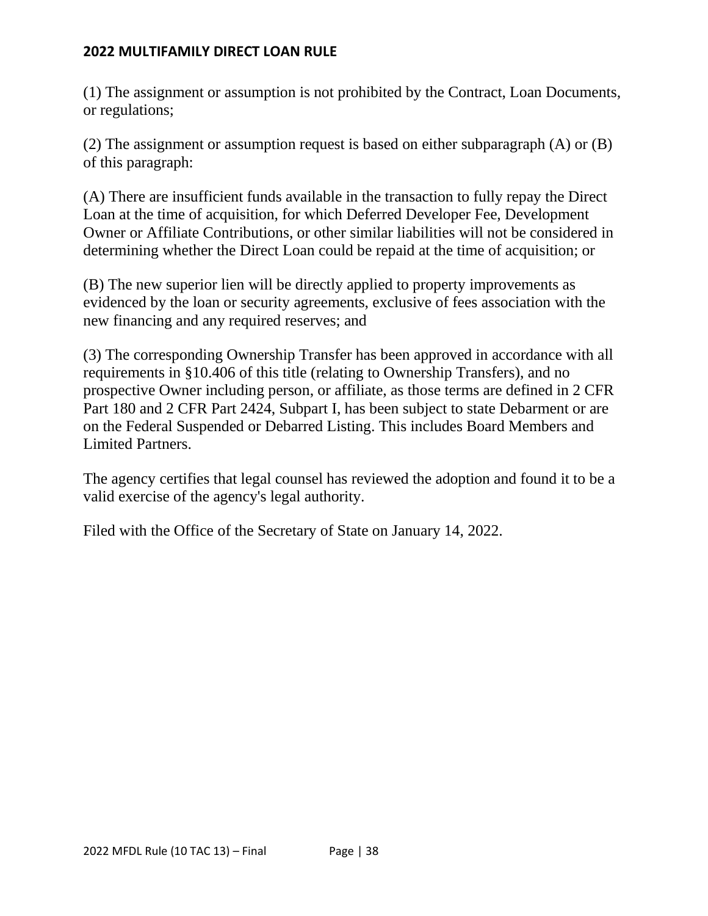(1) The assignment or assumption is not prohibited by the Contract, Loan Documents, or regulations;

(2) The assignment or assumption request is based on either subparagraph (A) or (B) of this paragraph:

(A) There are insufficient funds available in the transaction to fully repay the Direct Loan at the time of acquisition, for which Deferred Developer Fee, Development Owner or Affiliate Contributions, or other similar liabilities will not be considered in determining whether the Direct Loan could be repaid at the time of acquisition; or

(B) The new superior lien will be directly applied to property improvements as evidenced by the loan or security agreements, exclusive of fees association with the new financing and any required reserves; and

(3) The corresponding Ownership Transfer has been approved in accordance with all requirements in §10.406 of this title (relating to Ownership Transfers), and no prospective Owner including person, or affiliate, as those terms are defined in 2 CFR Part 180 and 2 CFR Part 2424, Subpart I, has been subject to state Debarment or are on the Federal Suspended or Debarred Listing. This includes Board Members and Limited Partners.

The agency certifies that legal counsel has reviewed the adoption and found it to be a valid exercise of the agency's legal authority.

Filed with the Office of the Secretary of State on January 14, 2022.